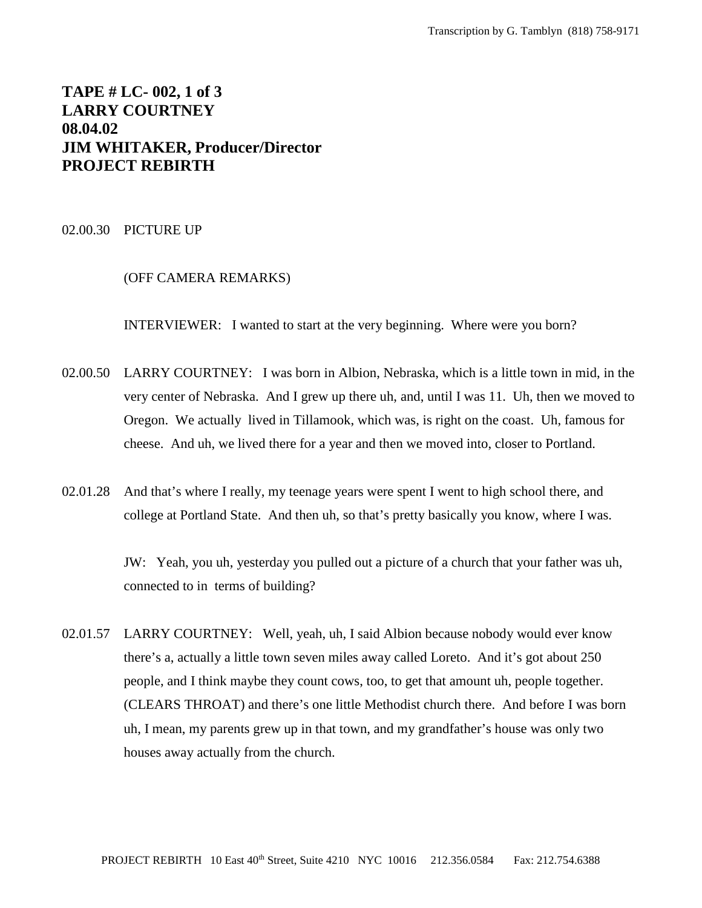**TAPE # LC- 002, 1 of 3**
**LARRY COURTNEY**
**08.04.02**
**JIM WHITAKER, Producer/Director**
**PROJECT REBIRTH**

02.00.30 PICTURE UP

(OFF CAMERA REMARKS)

INTERVIEWER: I wanted to start at the very beginning. Where were you born?

02.00.50 LARRY COURTNEY: I was born in Albion, Nebraska, which is a little town in mid, in the very center of Nebraska. And I grew up there uh, and, until I was 11. Uh, then we moved to Oregon. We actually lived in Tillamook, which was, is right on the coast. Uh, famous for cheese. And uh, we lived there for a year and then we moved into, closer to Portland.

02.01.28 And that's where I really, my teenage years were spent I went to high school there, and college at Portland State. And then uh, so that's pretty basically you know, where I was.

JW: Yeah, you uh, yesterday you pulled out a picture of a church that your father was uh, connected to in terms of building?

02.01.57 LARRY COURTNEY: Well, yeah, uh, I said Albion because nobody would ever know there's a, actually a little town seven miles away called Loreto. And it's got about 250 people, and I think maybe they count cows, too, to get that amount uh, people together. (CLEARS THROAT) and there's one little Methodist church there. And before I was born uh, I mean, my parents grew up in that town, and my grandfather's house was only two houses away actually from the church.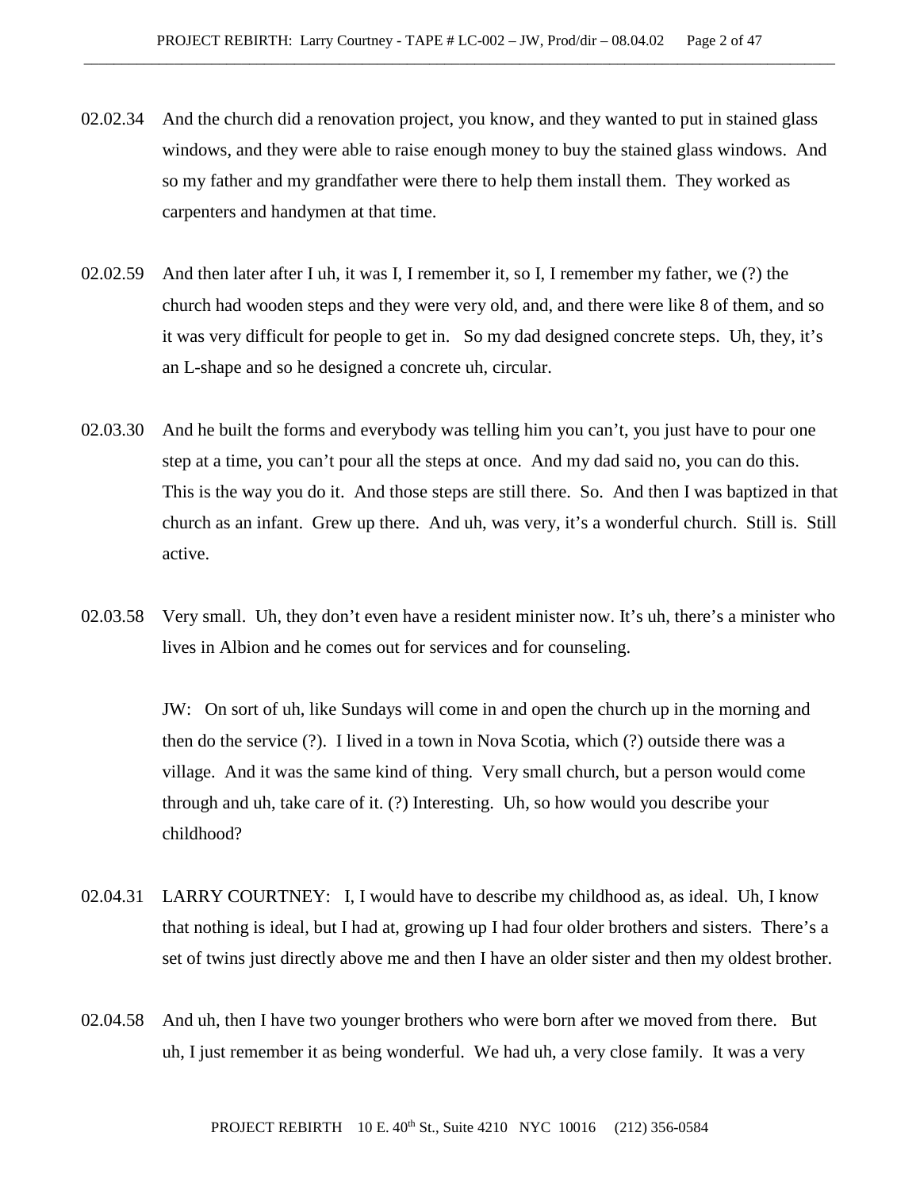02.02.34 And the church did a renovation project, you know, and they wanted to put in stained glass windows, and they were able to raise enough money to buy the stained glass windows. And so my father and my grandfather were there to help them install them. They worked as carpenters and handymen at that time.

02.02.59 And then later after I uh, it was I, I remember it, so I, I remember my father, we (?) the church had wooden steps and they were very old, and, and there were like 8 of them, and so it was very difficult for people to get in. So my dad designed concrete steps. Uh, they, it's an L-shape and so he designed a concrete uh, circular.

02.03.30 And he built the forms and everybody was telling him you can't, you just have to pour one step at a time, you can't pour all the steps at once. And my dad said no, you can do this. This is the way you do it. And those steps are still there. So. And then I was baptized in that church as an infant. Grew up there. And uh, was very, it's a wonderful church. Still is. Still active.

02.03.58 Very small. Uh, they don't even have a resident minister now. It's uh, there's a minister who lives in Albion and he comes out for services and for counseling.

JW: On sort of uh, like Sundays will come in and open the church up in the morning and then do the service (?). I lived in a town in Nova Scotia, which (?) outside there was a village. And it was the same kind of thing. Very small church, but a person would come through and uh, take care of it. (?) Interesting. Uh, so how would you describe your childhood?

02.04.31 LARRY COURTNEY: I, I would have to describe my childhood as, as ideal. Uh, I know that nothing is ideal, but I had at, growing up I had four older brothers and sisters. There's a set of twins just directly above me and then I have an older sister and then my oldest brother.

02.04.58 And uh, then I have two younger brothers who were born after we moved from there. But uh, I just remember it as being wonderful. We had uh, a very close family. It was a very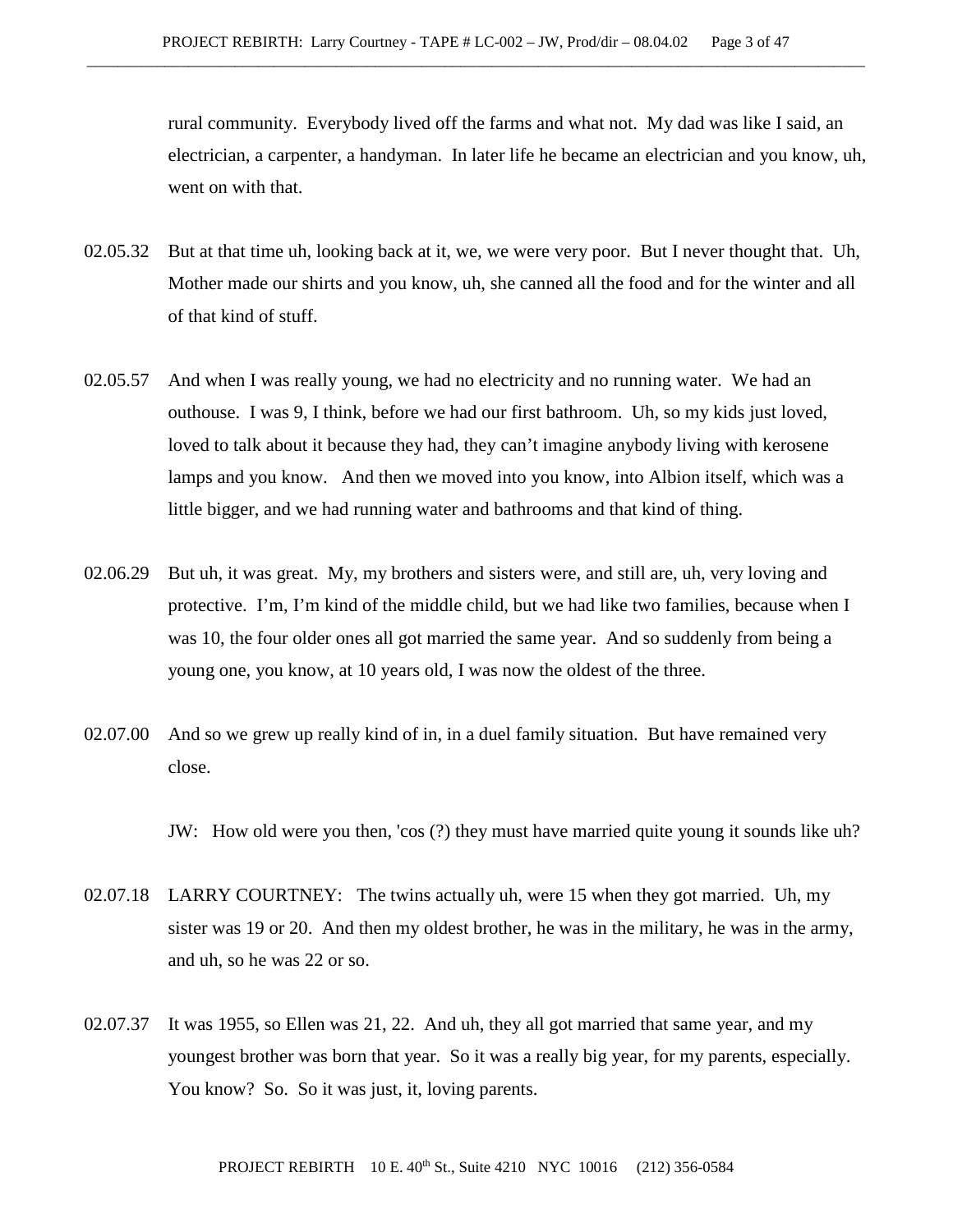rural community. Everybody lived off the farms and what not. My dad was like I said, an electrician, a carpenter, a handyman. In later life he became an electrician and you know, uh, went on with that.

02.05.32 But at that time uh, looking back at it, we, we were very poor. But I never thought that. Uh, Mother made our shirts and you know, uh, she canned all the food and for the winter and all of that kind of stuff.

02.05.57 And when I was really young, we had no electricity and no running water. We had an outhouse. I was 9, I think, before we had our first bathroom. Uh, so my kids just loved, loved to talk about it because they had, they can't imagine anybody living with kerosene lamps and you know. And then we moved into you know, into Albion itself, which was a little bigger, and we had running water and bathrooms and that kind of thing.

02.06.29 But uh, it was great. My, my brothers and sisters were, and still are, uh, very loving and protective. I'm, I'm kind of the middle child, but we had like two families, because when I was 10, the four older ones all got married the same year. And so suddenly from being a young one, you know, at 10 years old, I was now the oldest of the three.

02.07.00 And so we grew up really kind of in, in a duel family situation. But have remained very close.

JW: How old were you then, 'cos (?) they must have married quite young it sounds like uh?

02.07.18 LARRY COURTNEY: The twins actually uh, were 15 when they got married. Uh, my sister was 19 or 20. And then my oldest brother, he was in the military, he was in the army, and uh, so he was 22 or so.

02.07.37 It was 1955, so Ellen was 21, 22. And uh, they all got married that same year, and my youngest brother was born that year. So it was a really big year, for my parents, especially. You know? So. So it was just, it, loving parents.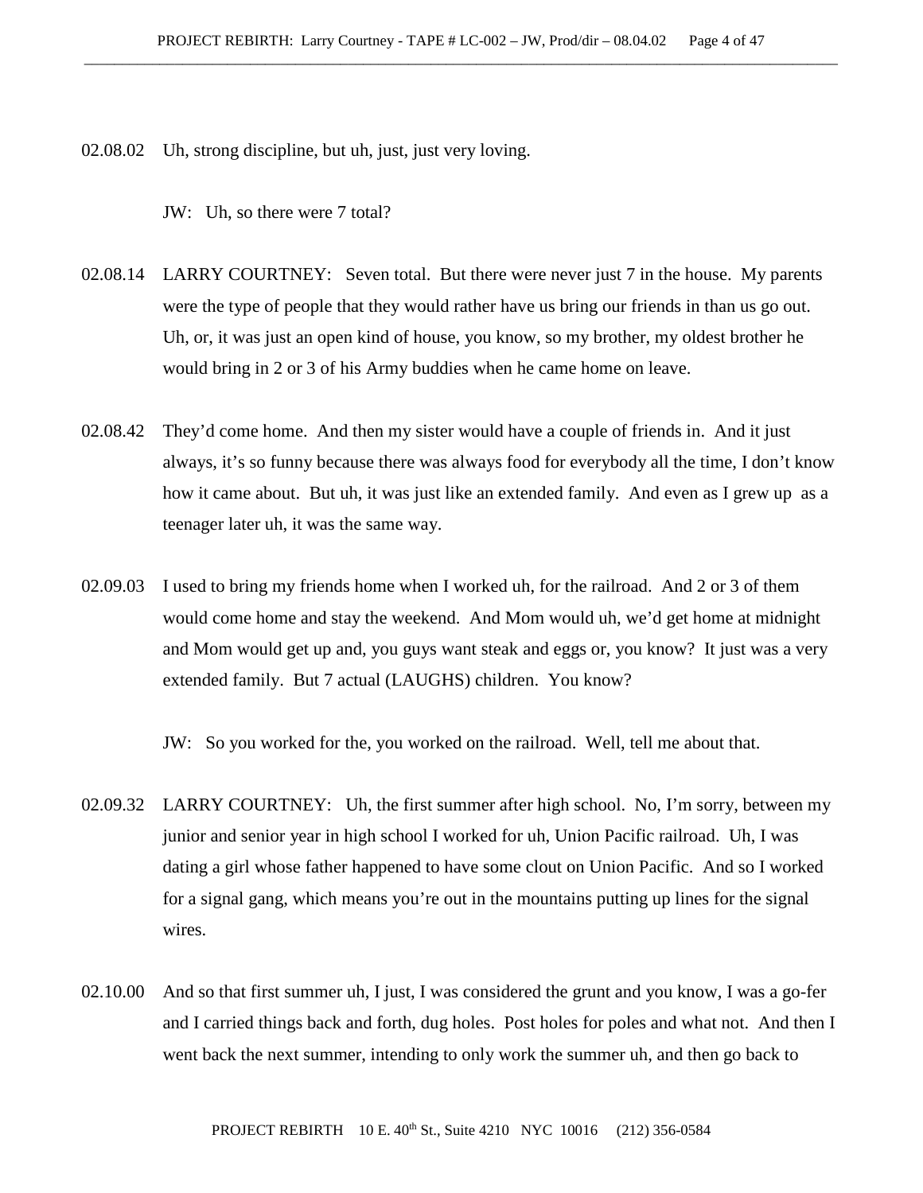02.08.02 Uh, strong discipline, but uh, just, just very loving.

JW: Uh, so there were 7 total?

02.08.14 LARRY COURTNEY: Seven total. But there were never just 7 in the house. My parents were the type of people that they would rather have us bring our friends in than us go out. Uh, or, it was just an open kind of house, you know, so my brother, my oldest brother he would bring in 2 or 3 of his Army buddies when he came home on leave.

02.08.42 They'd come home. And then my sister would have a couple of friends in. And it just always, it's so funny because there was always food for everybody all the time, I don't know how it came about. But uh, it was just like an extended family. And even as I grew up as a teenager later uh, it was the same way.

02.09.03 I used to bring my friends home when I worked uh, for the railroad. And 2 or 3 of them would come home and stay the weekend. And Mom would uh, we'd get home at midnight and Mom would get up and, you guys want steak and eggs or, you know? It just was a very extended family. But 7 actual (LAUGHS) children. You know?

JW: So you worked for the, you worked on the railroad. Well, tell me about that.

02.09.32 LARRY COURTNEY: Uh, the first summer after high school. No, I'm sorry, between my junior and senior year in high school I worked for uh, Union Pacific railroad. Uh, I was dating a girl whose father happened to have some clout on Union Pacific. And so I worked for a signal gang, which means you're out in the mountains putting up lines for the signal wires.

02.10.00 And so that first summer uh, I just, I was considered the grunt and you know, I was a go-fer and I carried things back and forth, dug holes. Post holes for poles and what not. And then I went back the next summer, intending to only work the summer uh, and then go back to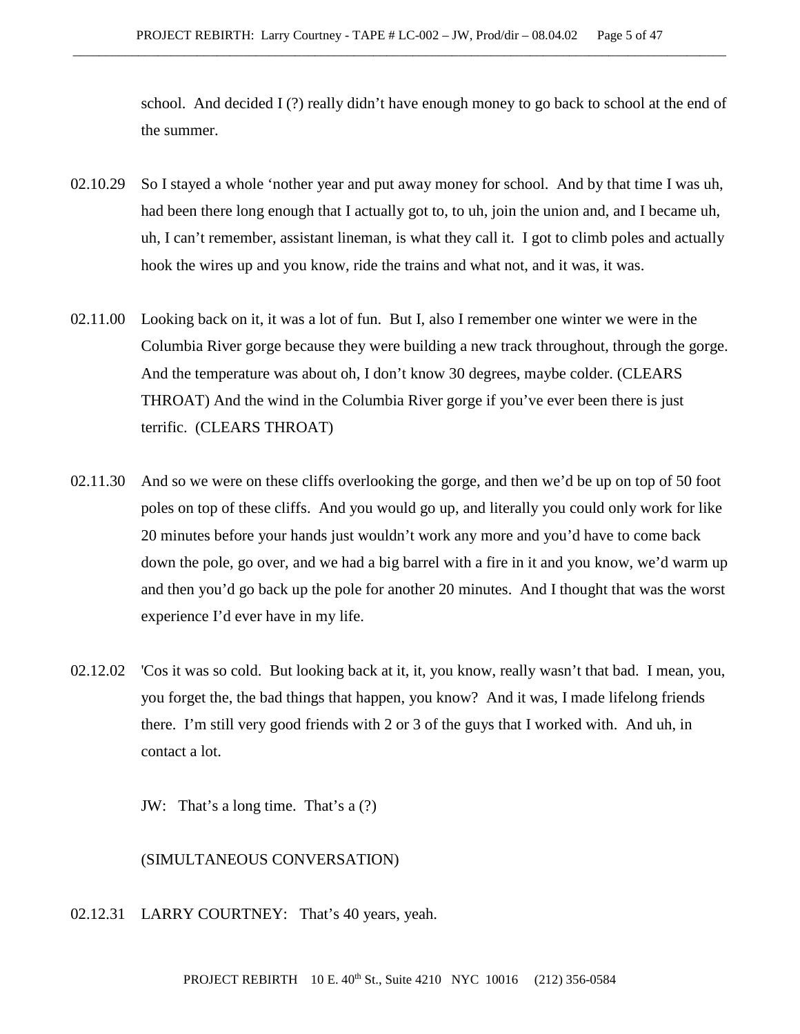school.  And decided I (?) really didn't have enough money to go back to school at the end of the summer.

02.10.29 So I stayed a whole 'nother year and put away money for school.  And by that time I was uh, had been there long enough that I actually got to, to uh, join the union and, and I became uh, uh, I can't remember, assistant lineman, is what they call it.  I got to climb poles and actually hook the wires up and you know, ride the trains and what not, and it was, it was.

02.11.00 Looking back on it, it was a lot of fun.  But I, also I remember one winter we were in the Columbia River gorge because they were building a new track throughout, through the gorge. And the temperature was about oh, I don't know 30 degrees, maybe colder. (CLEARS THROAT) And the wind in the Columbia River gorge if you've ever been there is just terrific.  (CLEARS THROAT)

02.11.30 And so we were on these cliffs overlooking the gorge, and then we'd be up on top of 50 foot poles on top of these cliffs.  And you would go up, and literally you could only work for like 20 minutes before your hands just wouldn't work any more and you'd have to come back down the pole, go over, and we had a big barrel with a fire in it and you know, we'd warm up and then you'd go back up the pole for another 20 minutes.  And I thought that was the worst experience I'd ever have in my life.

02.12.02 'Cos it was so cold.  But looking back at it, it, you know, really wasn't that bad.  I mean, you, you forget the, the bad things that happen, you know?  And it was, I made lifelong friends there.  I'm still very good friends with 2 or 3 of the guys that I worked with.  And uh, in contact a lot.

JW:  That's a long time.  That's a (?)

(SIMULTANEOUS CONVERSATION)

02.12.31 LARRY COURTNEY:  That's 40 years, yeah.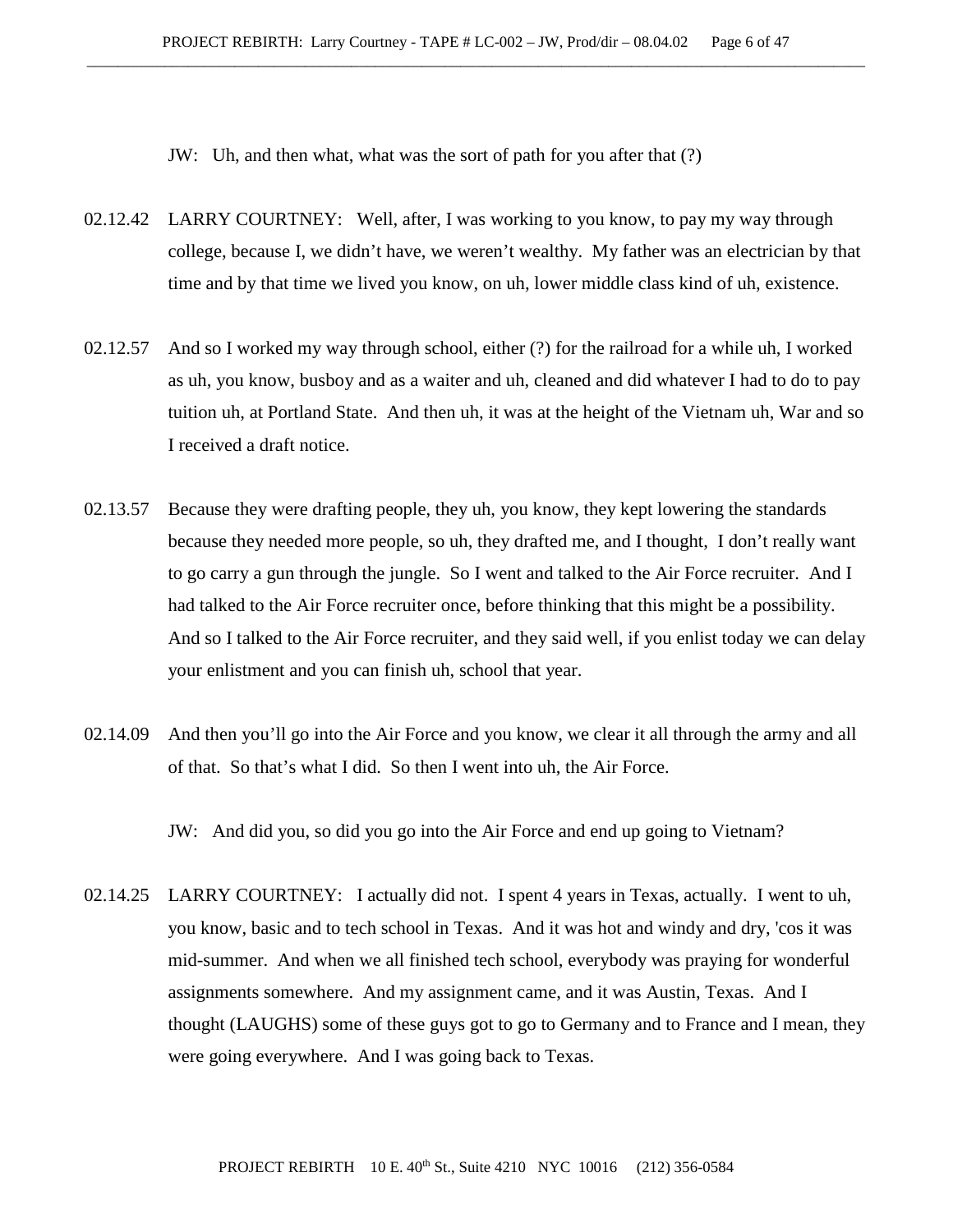JW: Uh, and then what, what was the sort of path for you after that (?)

02.12.42 LARRY COURTNEY: Well, after, I was working to you know, to pay my way through college, because I, we didn't have, we weren't wealthy. My father was an electrician by that time and by that time we lived you know, on uh, lower middle class kind of uh, existence.

02.12.57 And so I worked my way through school, either (?) for the railroad for a while uh, I worked as uh, you know, busboy and as a waiter and uh, cleaned and did whatever I had to do to pay tuition uh, at Portland State. And then uh, it was at the height of the Vietnam uh, War and so I received a draft notice.

02.13.57 Because they were drafting people, they uh, you know, they kept lowering the standards because they needed more people, so uh, they drafted me, and I thought, I don't really want to go carry a gun through the jungle. So I went and talked to the Air Force recruiter. And I had talked to the Air Force recruiter once, before thinking that this might be a possibility. And so I talked to the Air Force recruiter, and they said well, if you enlist today we can delay your enlistment and you can finish uh, school that year.

02.14.09 And then you'll go into the Air Force and you know, we clear it all through the army and all of that. So that's what I did. So then I went into uh, the Air Force.

JW: And did you, so did you go into the Air Force and end up going to Vietnam?

02.14.25 LARRY COURTNEY: I actually did not. I spent 4 years in Texas, actually. I went to uh, you know, basic and to tech school in Texas. And it was hot and windy and dry, 'cos it was mid-summer. And when we all finished tech school, everybody was praying for wonderful assignments somewhere. And my assignment came, and it was Austin, Texas. And I thought (LAUGHS) some of these guys got to go to Germany and to France and I mean, they were going everywhere. And I was going back to Texas.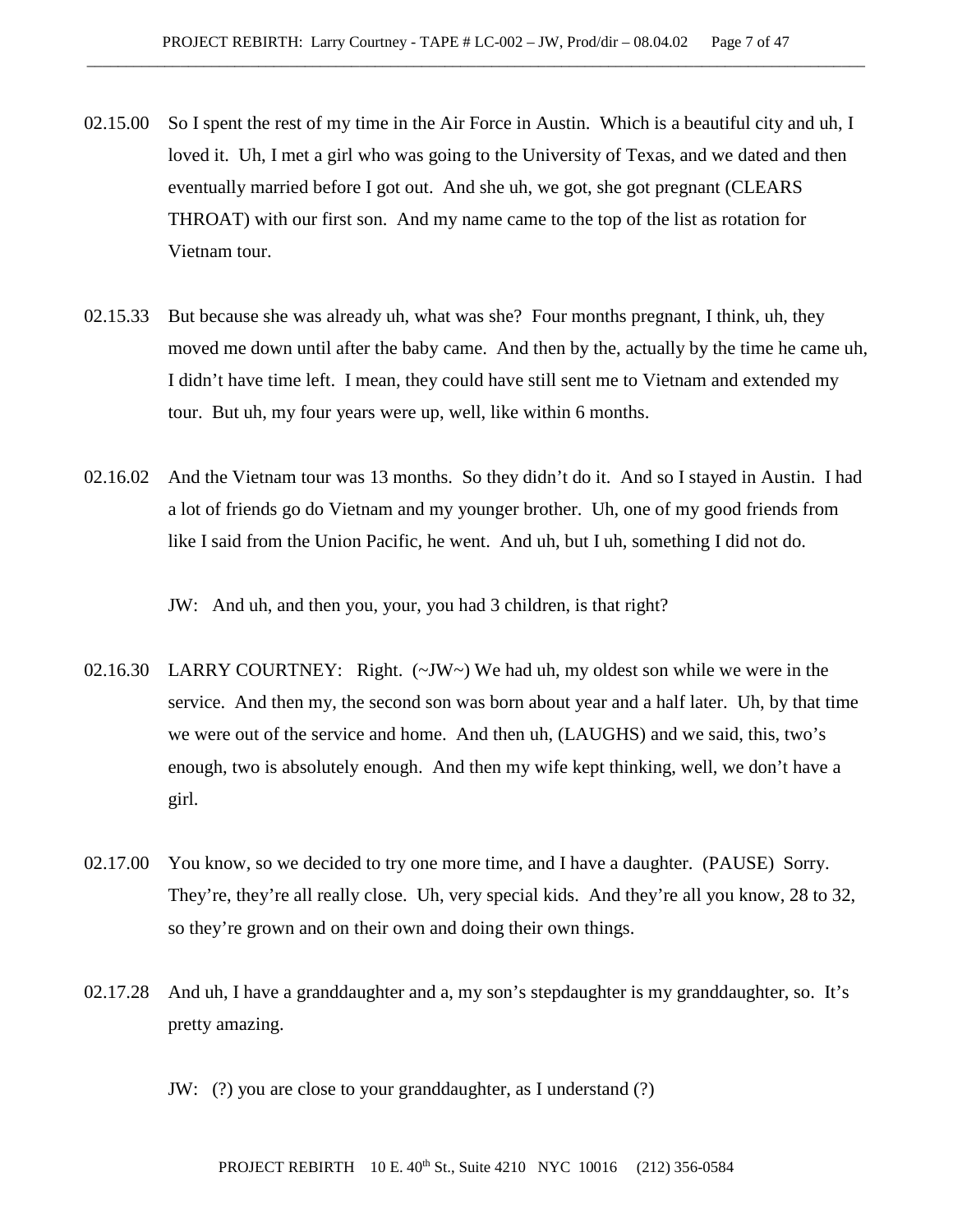02.15.00 So I spent the rest of my time in the Air Force in Austin. Which is a beautiful city and uh, I loved it. Uh, I met a girl who was going to the University of Texas, and we dated and then eventually married before I got out. And she uh, we got, she got pregnant (CLEARS THROAT) with our first son. And my name came to the top of the list as rotation for Vietnam tour.

02.15.33 But because she was already uh, what was she? Four months pregnant, I think, uh, they moved me down until after the baby came. And then by the, actually by the time he came uh, I didn't have time left. I mean, they could have still sent me to Vietnam and extended my tour. But uh, my four years were up, well, like within 6 months.

02.16.02 And the Vietnam tour was 13 months. So they didn't do it. And so I stayed in Austin. I had a lot of friends go do Vietnam and my younger brother. Uh, one of my good friends from like I said from the Union Pacific, he went. And uh, but I uh, something I did not do.

JW: And uh, and then you, your, you had 3 children, is that right?

02.16.30 LARRY COURTNEY: Right. (~JW~) We had uh, my oldest son while we were in the service. And then my, the second son was born about year and a half later. Uh, by that time we were out of the service and home. And then uh, (LAUGHS) and we said, this, two's enough, two is absolutely enough. And then my wife kept thinking, well, we don't have a girl.

02.17.00 You know, so we decided to try one more time, and I have a daughter. (PAUSE) Sorry. They're, they're all really close. Uh, very special kids. And they're all you know, 28 to 32, so they're grown and on their own and doing their own things.

02.17.28 And uh, I have a granddaughter and a, my son's stepdaughter is my granddaughter, so. It's pretty amazing.

JW: (?) you are close to your granddaughter, as I understand (?)

PROJECT REBIRTH 10 E. 40th St., Suite 4210 NYC 10016 (212) 356-0584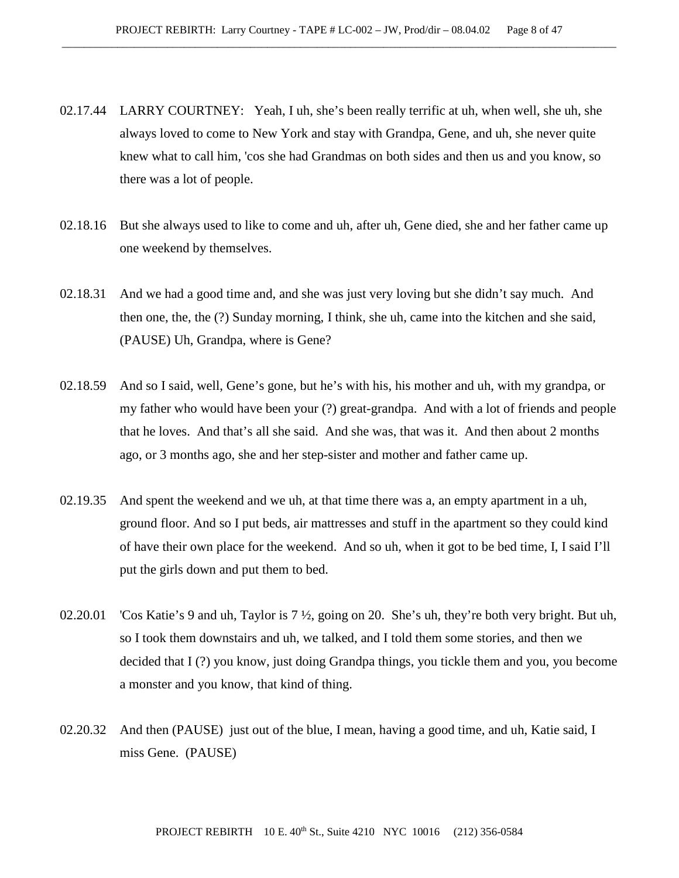02.17.44 LARRY COURTNEY: Yeah, I uh, she's been really terrific at uh, when well, she uh, she always loved to come to New York and stay with Grandpa, Gene, and uh, she never quite knew what to call him, 'cos she had Grandmas on both sides and then us and you know, so there was a lot of people.

02.18.16 But she always used to like to come and uh, after uh, Gene died, she and her father came up one weekend by themselves.

02.18.31 And we had a good time and, and she was just very loving but she didn't say much. And then one, the, the (?) Sunday morning, I think, she uh, came into the kitchen and she said, (PAUSE) Uh, Grandpa, where is Gene?

02.18.59 And so I said, well, Gene's gone, but he's with his, his mother and uh, with my grandpa, or my father who would have been your (?) great-grandpa. And with a lot of friends and people that he loves. And that's all she said. And she was, that was it. And then about 2 months ago, or 3 months ago, she and her step-sister and mother and father came up.

02.19.35 And spent the weekend and we uh, at that time there was a, an empty apartment in a uh, ground floor. And so I put beds, air mattresses and stuff in the apartment so they could kind of have their own place for the weekend. And so uh, when it got to be bed time, I, I said I'll put the girls down and put them to bed.

02.20.01 'Cos Katie's 9 and uh, Taylor is 7 ½, going on 20. She's uh, they're both very bright. But uh, so I took them downstairs and uh, we talked, and I told them some stories, and then we decided that I (?) you know, just doing Grandpa things, you tickle them and you, you become a monster and you know, that kind of thing.

02.20.32 And then (PAUSE) just out of the blue, I mean, having a good time, and uh, Katie said, I miss Gene. (PAUSE)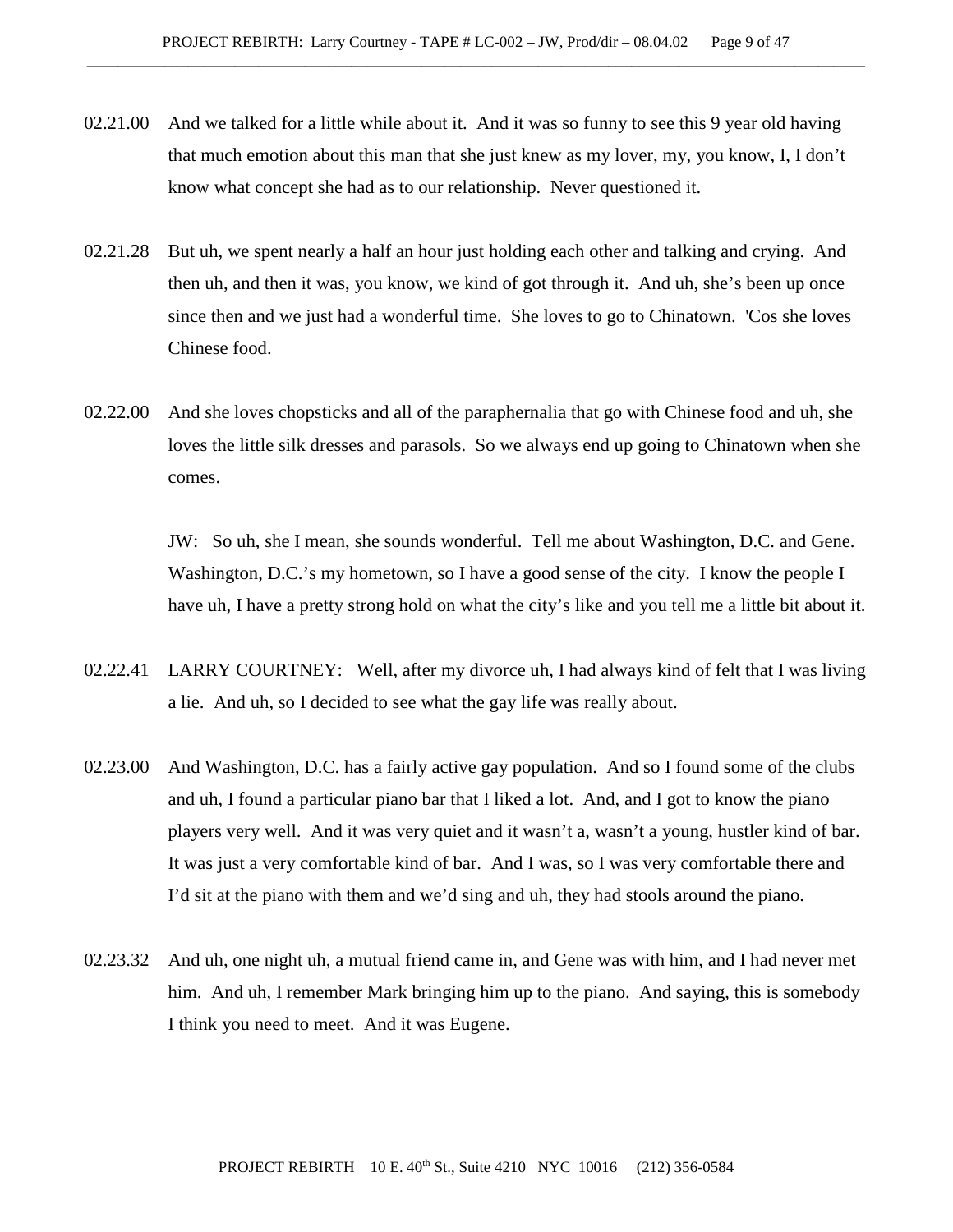02.21.00 And we talked for a little while about it. And it was so funny to see this 9 year old having that much emotion about this man that she just knew as my lover, my, you know, I, I don't know what concept she had as to our relationship. Never questioned it.

02.21.28 But uh, we spent nearly a half an hour just holding each other and talking and crying. And then uh, and then it was, you know, we kind of got through it. And uh, she's been up once since then and we just had a wonderful time. She loves to go to Chinatown. 'Cos she loves Chinese food.

02.22.00 And she loves chopsticks and all of the paraphernalia that go with Chinese food and uh, she loves the little silk dresses and parasols. So we always end up going to Chinatown when she comes.

JW: So uh, she I mean, she sounds wonderful. Tell me about Washington, D.C. and Gene. Washington, D.C.'s my hometown, so I have a good sense of the city. I know the people I have uh, I have a pretty strong hold on what the city's like and you tell me a little bit about it.

02.22.41 LARRY COURTNEY: Well, after my divorce uh, I had always kind of felt that I was living a lie. And uh, so I decided to see what the gay life was really about.

02.23.00 And Washington, D.C. has a fairly active gay population. And so I found some of the clubs and uh, I found a particular piano bar that I liked a lot. And, and I got to know the piano players very well. And it was very quiet and it wasn't a, wasn't a young, hustler kind of bar. It was just a very comfortable kind of bar. And I was, so I was very comfortable there and I'd sit at the piano with them and we'd sing and uh, they had stools around the piano.

02.23.32 And uh, one night uh, a mutual friend came in, and Gene was with him, and I had never met him. And uh, I remember Mark bringing him up to the piano. And saying, this is somebody I think you need to meet. And it was Eugene.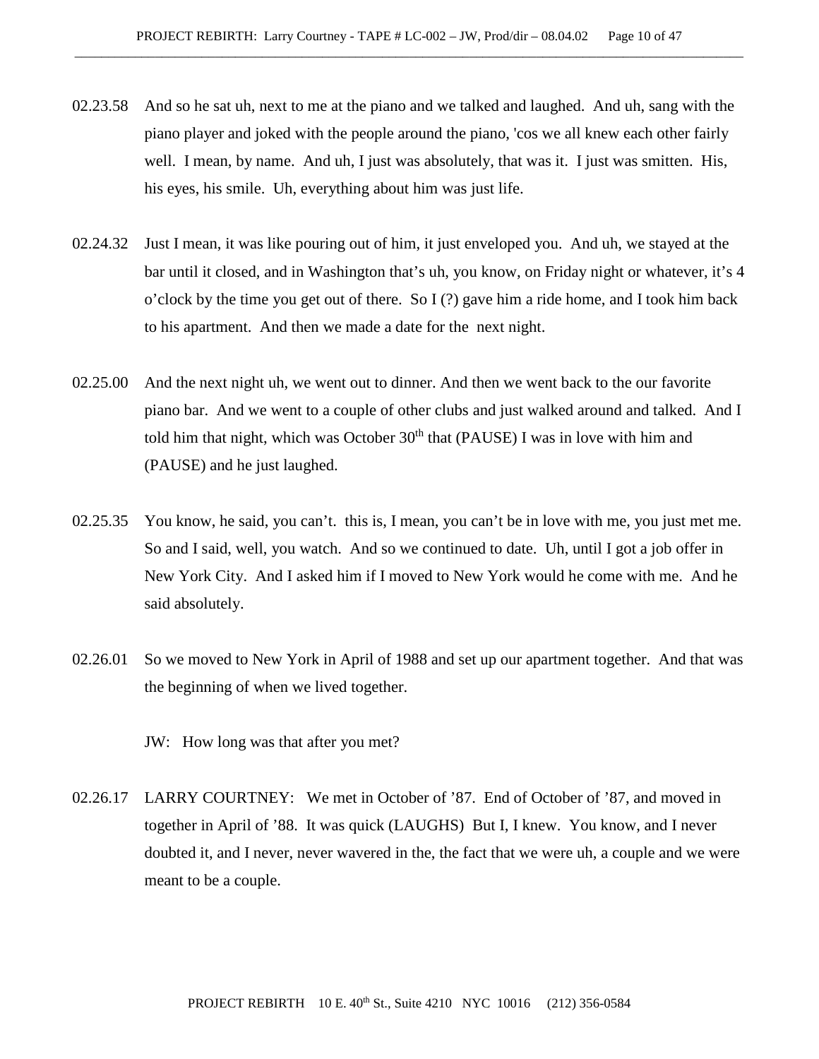02.23.58 And so he sat uh, next to me at the piano and we talked and laughed. And uh, sang with the piano player and joked with the people around the piano, 'cos we all knew each other fairly well. I mean, by name. And uh, I just was absolutely, that was it. I just was smitten. His, his eyes, his smile. Uh, everything about him was just life.

02.24.32 Just I mean, it was like pouring out of him, it just enveloped you. And uh, we stayed at the bar until it closed, and in Washington that's uh, you know, on Friday night or whatever, it's 4 o'clock by the time you get out of there. So I (?) gave him a ride home, and I took him back to his apartment. And then we made a date for the next night.

02.25.00 And the next night uh, we went out to dinner. And then we went back to the our favorite piano bar. And we went to a couple of other clubs and just walked around and talked. And I told him that night, which was October 30th that (PAUSE) I was in love with him and (PAUSE) and he just laughed.

02.25.35 You know, he said, you can't. this is, I mean, you can't be in love with me, you just met me. So and I said, well, you watch. And so we continued to date. Uh, until I got a job offer in New York City. And I asked him if I moved to New York would he come with me. And he said absolutely.

02.26.01 So we moved to New York in April of 1988 and set up our apartment together. And that was the beginning of when we lived together.

JW: How long was that after you met?

02.26.17 LARRY COURTNEY: We met in October of '87. End of October of '87, and moved in together in April of '88. It was quick (LAUGHS) But I, I knew. You know, and I never doubted it, and I never, never wavered in the, the fact that we were uh, a couple and we were meant to be a couple.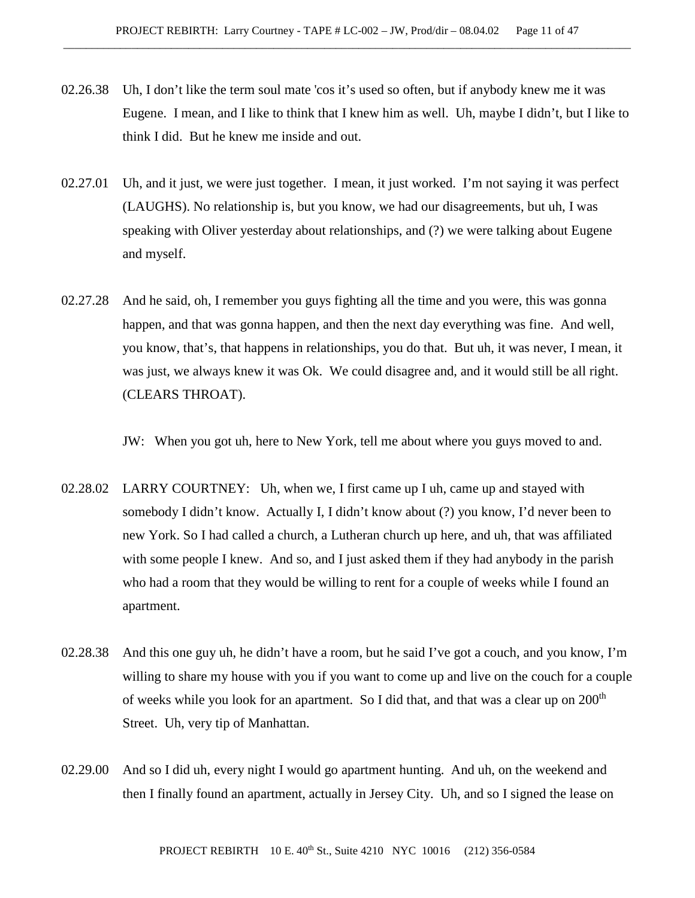02.26.38 Uh, I don't like the term soul mate 'cos it's used so often, but if anybody knew me it was Eugene. I mean, and I like to think that I knew him as well. Uh, maybe I didn't, but I like to think I did. But he knew me inside and out.

02.27.01 Uh, and it just, we were just together. I mean, it just worked. I'm not saying it was perfect (LAUGHS). No relationship is, but you know, we had our disagreements, but uh, I was speaking with Oliver yesterday about relationships, and (?) we were talking about Eugene and myself.

02.27.28 And he said, oh, I remember you guys fighting all the time and you were, this was gonna happen, and that was gonna happen, and then the next day everything was fine. And well, you know, that's, that happens in relationships, you do that. But uh, it was never, I mean, it was just, we always knew it was Ok. We could disagree and, and it would still be all right. (CLEARS THROAT).

JW: When you got uh, here to New York, tell me about where you guys moved to and.

02.28.02 LARRY COURTNEY: Uh, when we, I first came up I uh, came up and stayed with somebody I didn't know. Actually I, I didn't know about (?) you know, I'd never been to new York. So I had called a church, a Lutheran church up here, and uh, that was affiliated with some people I knew. And so, and I just asked them if they had anybody in the parish who had a room that they would be willing to rent for a couple of weeks while I found an apartment.

02.28.38 And this one guy uh, he didn't have a room, but he said I've got a couch, and you know, I'm willing to share my house with you if you want to come up and live on the couch for a couple of weeks while you look for an apartment. So I did that, and that was a clear up on 200th Street. Uh, very tip of Manhattan.

02.29.00 And so I did uh, every night I would go apartment hunting. And uh, on the weekend and then I finally found an apartment, actually in Jersey City. Uh, and so I signed the lease on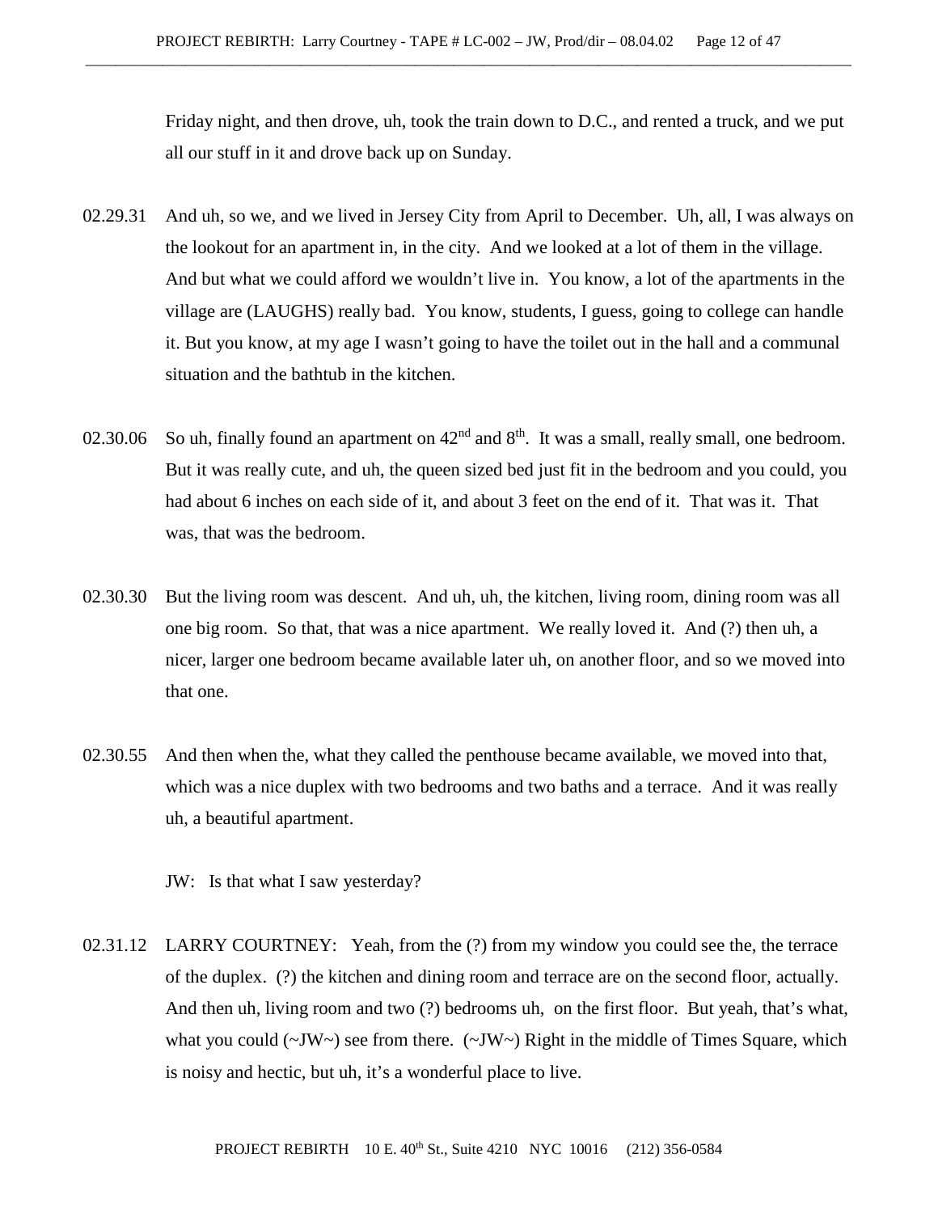Friday night, and then drove, uh, took the train down to D.C., and rented a truck, and we put all our stuff in it and drove back up on Sunday.

02.29.31 And uh, so we, and we lived in Jersey City from April to December. Uh, all, I was always on the lookout for an apartment in, in the city. And we looked at a lot of them in the village. And but what we could afford we wouldn't live in. You know, a lot of the apartments in the village are (LAUGHS) really bad. You know, students, I guess, going to college can handle it. But you know, at my age I wasn't going to have the toilet out in the hall and a communal situation and the bathtub in the kitchen.

02.30.06 So uh, finally found an apartment on 42nd and 8th. It was a small, really small, one bedroom. But it was really cute, and uh, the queen sized bed just fit in the bedroom and you could, you had about 6 inches on each side of it, and about 3 feet on the end of it. That was it. That was, that was the bedroom.

02.30.30 But the living room was descent. And uh, uh, the kitchen, living room, dining room was all one big room. So that, that was a nice apartment. We really loved it. And (?) then uh, a nicer, larger one bedroom became available later uh, on another floor, and so we moved into that one.

02.30.55 And then when the, what they called the penthouse became available, we moved into that, which was a nice duplex with two bedrooms and two baths and a terrace. And it was really uh, a beautiful apartment.

JW: Is that what I saw yesterday?

02.31.12 LARRY COURTNEY: Yeah, from the (?) from my window you could see the, the terrace of the duplex. (?) the kitchen and dining room and terrace are on the second floor, actually. And then uh, living room and two (?) bedrooms uh, on the first floor. But yeah, that's what, what you could (~JW~) see from there. (~JW~) Right in the middle of Times Square, which is noisy and hectic, but uh, it's a wonderful place to live.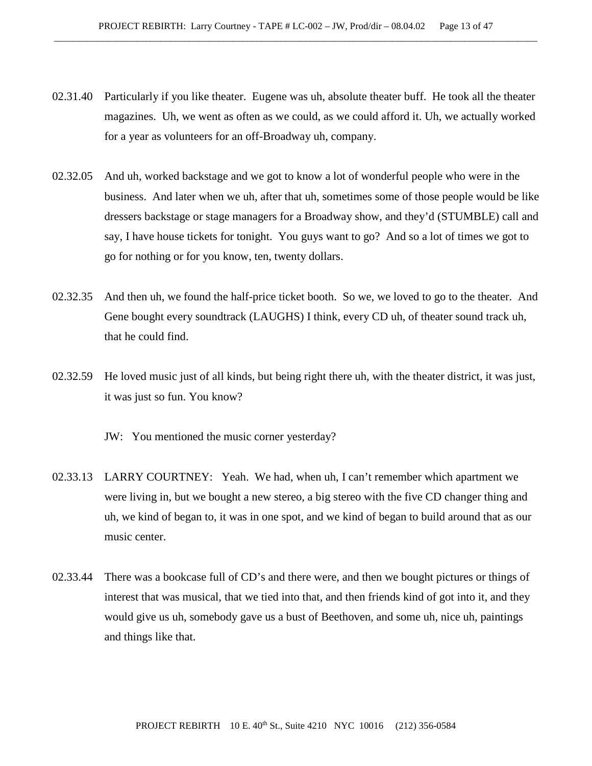02.31.40 Particularly if you like theater. Eugene was uh, absolute theater buff. He took all the theater magazines. Uh, we went as often as we could, as we could afford it. Uh, we actually worked for a year as volunteers for an off-Broadway uh, company.

02.32.05 And uh, worked backstage and we got to know a lot of wonderful people who were in the business. And later when we uh, after that uh, sometimes some of those people would be like dressers backstage or stage managers for a Broadway show, and they'd (STUMBLE) call and say, I have house tickets for tonight. You guys want to go? And so a lot of times we got to go for nothing or for you know, ten, twenty dollars.

02.32.35 And then uh, we found the half-price ticket booth. So we, we loved to go to the theater. And Gene bought every soundtrack (LAUGHS) I think, every CD uh, of theater sound track uh, that he could find.

02.32.59 He loved music just of all kinds, but being right there uh, with the theater district, it was just, it was just so fun. You know?

JW: You mentioned the music corner yesterday?

02.33.13 LARRY COURTNEY: Yeah. We had, when uh, I can't remember which apartment we were living in, but we bought a new stereo, a big stereo with the five CD changer thing and uh, we kind of began to, it was in one spot, and we kind of began to build around that as our music center.

02.33.44 There was a bookcase full of CD's and there were, and then we bought pictures or things of interest that was musical, that we tied into that, and then friends kind of got into it, and they would give us uh, somebody gave us a bust of Beethoven, and some uh, nice uh, paintings and things like that.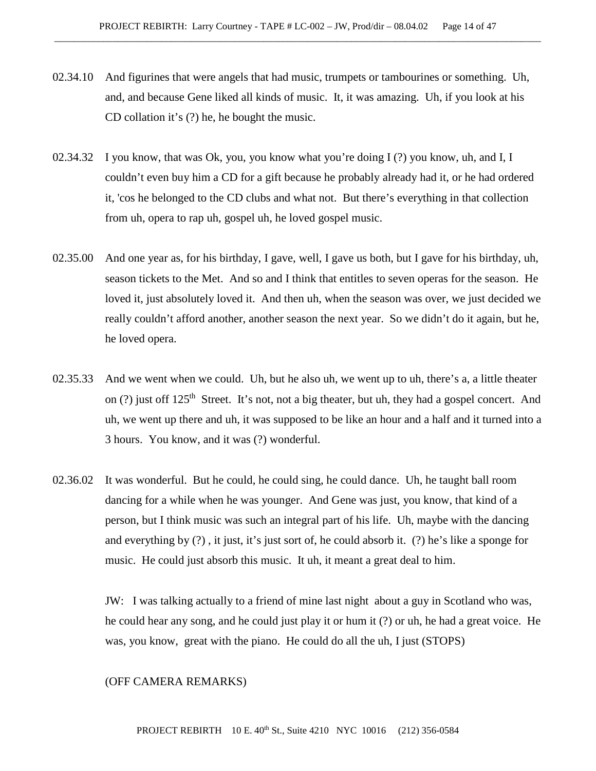02.34.10 And figurines that were angels that had music, trumpets or tambourines or something. Uh, and, and because Gene liked all kinds of music. It, it was amazing. Uh, if you look at his CD collation it's (?) he, he bought the music.

02.34.32 I you know, that was Ok, you, you know what you're doing I (?) you know, uh, and I, I couldn't even buy him a CD for a gift because he probably already had it, or he had ordered it, 'cos he belonged to the CD clubs and what not. But there's everything in that collection from uh, opera to rap uh, gospel uh, he loved gospel music.

02.35.00 And one year as, for his birthday, I gave, well, I gave us both, but I gave for his birthday, uh, season tickets to the Met. And so and I think that entitles to seven operas for the season. He loved it, just absolutely loved it. And then uh, when the season was over, we just decided we really couldn't afford another, another season the next year. So we didn't do it again, but he, he loved opera.

02.35.33 And we went when we could. Uh, but he also uh, we went up to uh, there's a, a little theater on (?) just off 125th Street. It's not, not a big theater, but uh, they had a gospel concert. And uh, we went up there and uh, it was supposed to be like an hour and a half and it turned into a 3 hours. You know, and it was (?) wonderful.

02.36.02 It was wonderful. But he could, he could sing, he could dance. Uh, he taught ball room dancing for a while when he was younger. And Gene was just, you know, that kind of a person, but I think music was such an integral part of his life. Uh, maybe with the dancing and everything by (?) , it just, it's just sort of, he could absorb it. (?) he's like a sponge for music. He could just absorb this music. It uh, it meant a great deal to him.

JW: I was talking actually to a friend of mine last night about a guy in Scotland who was, he could hear any song, and he could just play it or hum it (?) or uh, he had a great voice. He was, you know, great with the piano. He could do all the uh, I just (STOPS)

(OFF CAMERA REMARKS)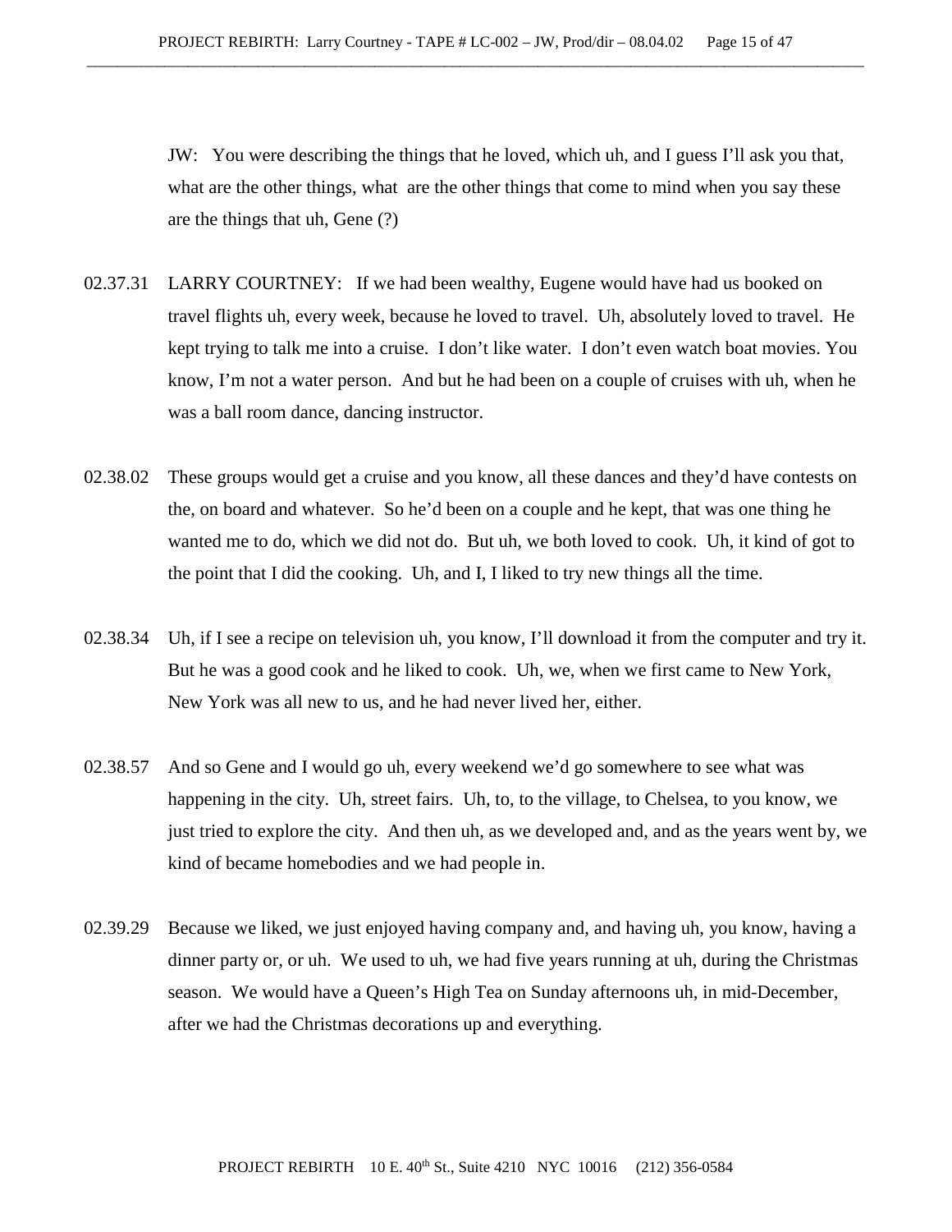JW: You were describing the things that he loved, which uh, and I guess I'll ask you that, what are the other things, what are the other things that come to mind when you say these are the things that uh, Gene (?)

02.37.31 LARRY COURTNEY: If we had been wealthy, Eugene would have had us booked on travel flights uh, every week, because he loved to travel. Uh, absolutely loved to travel. He kept trying to talk me into a cruise. I don't like water. I don't even watch boat movies. You know, I'm not a water person. And but he had been on a couple of cruises with uh, when he was a ball room dance, dancing instructor.

02.38.02 These groups would get a cruise and you know, all these dances and they'd have contests on the, on board and whatever. So he'd been on a couple and he kept, that was one thing he wanted me to do, which we did not do. But uh, we both loved to cook. Uh, it kind of got to the point that I did the cooking. Uh, and I, I liked to try new things all the time.

02.38.34 Uh, if I see a recipe on television uh, you know, I'll download it from the computer and try it. But he was a good cook and he liked to cook. Uh, we, when we first came to New York, New York was all new to us, and he had never lived her, either.

02.38.57 And so Gene and I would go uh, every weekend we'd go somewhere to see what was happening in the city. Uh, street fairs. Uh, to, to the village, to Chelsea, to you know, we just tried to explore the city. And then uh, as we developed and, and as the years went by, we kind of became homebodies and we had people in.

02.39.29 Because we liked, we just enjoyed having company and, and having uh, you know, having a dinner party or, or uh. We used to uh, we had five years running at uh, during the Christmas season. We would have a Queen's High Tea on Sunday afternoons uh, in mid-December, after we had the Christmas decorations up and everything.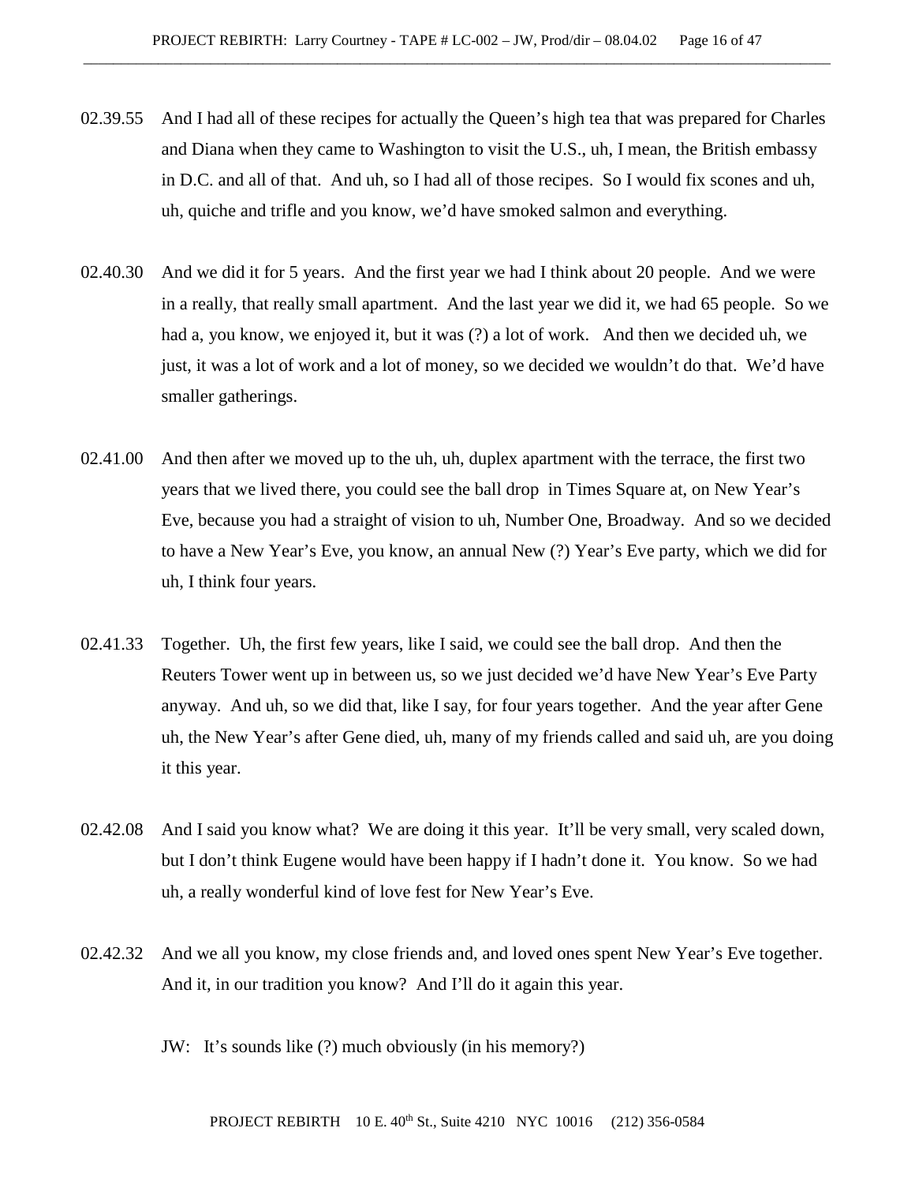02.39.55 And I had all of these recipes for actually the Queen's high tea that was prepared for Charles and Diana when they came to Washington to visit the U.S., uh, I mean, the British embassy in D.C. and all of that. And uh, so I had all of those recipes. So I would fix scones and uh, uh, quiche and trifle and you know, we'd have smoked salmon and everything.

02.40.30 And we did it for 5 years. And the first year we had I think about 20 people. And we were in a really, that really small apartment. And the last year we did it, we had 65 people. So we had a, you know, we enjoyed it, but it was (?) a lot of work. And then we decided uh, we just, it was a lot of work and a lot of money, so we decided we wouldn't do that. We'd have smaller gatherings.

02.41.00 And then after we moved up to the uh, uh, duplex apartment with the terrace, the first two years that we lived there, you could see the ball drop in Times Square at, on New Year's Eve, because you had a straight of vision to uh, Number One, Broadway. And so we decided to have a New Year's Eve, you know, an annual New (?) Year's Eve party, which we did for uh, I think four years.

02.41.33 Together. Uh, the first few years, like I said, we could see the ball drop. And then the Reuters Tower went up in between us, so we just decided we'd have New Year's Eve Party anyway. And uh, so we did that, like I say, for four years together. And the year after Gene uh, the New Year's after Gene died, uh, many of my friends called and said uh, are you doing it this year.

02.42.08 And I said you know what? We are doing it this year. It'll be very small, very scaled down, but I don't think Eugene would have been happy if I hadn't done it. You know. So we had uh, a really wonderful kind of love fest for New Year's Eve.

02.42.32 And we all you know, my close friends and, and loved ones spent New Year's Eve together. And it, in our tradition you know? And I'll do it again this year.

JW: It's sounds like (?) much obviously (in his memory?)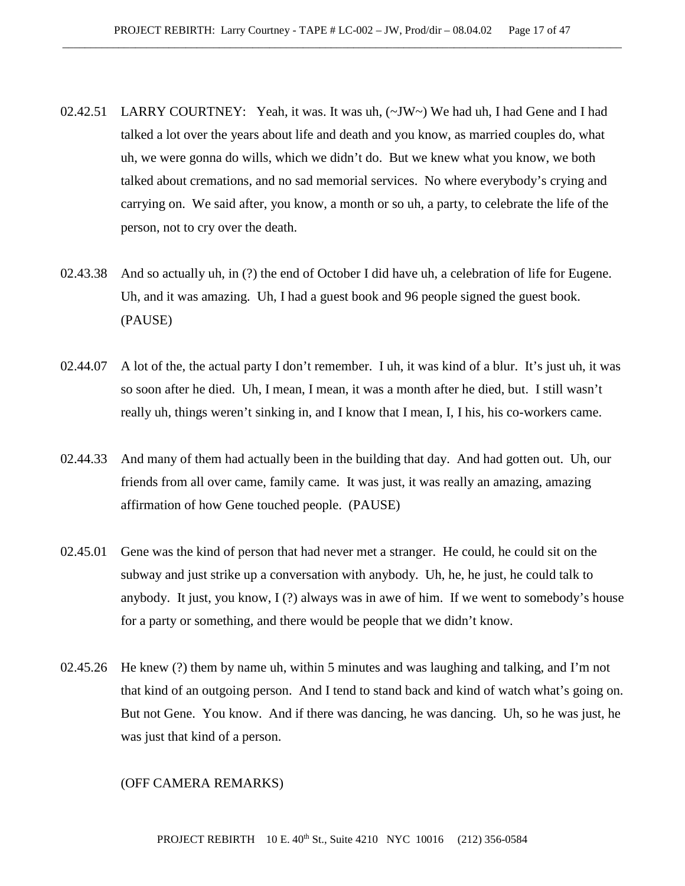02.42.51 LARRY COURTNEY: Yeah, it was. It was uh, (~JW~) We had uh, I had Gene and I had talked a lot over the years about life and death and you know, as married couples do, what uh, we were gonna do wills, which we didn't do. But we knew what you know, we both talked about cremations, and no sad memorial services. No where everybody's crying and carrying on. We said after, you know, a month or so uh, a party, to celebrate the life of the person, not to cry over the death.

02.43.38 And so actually uh, in (?) the end of October I did have uh, a celebration of life for Eugene. Uh, and it was amazing. Uh, I had a guest book and 96 people signed the guest book. (PAUSE)

02.44.07 A lot of the, the actual party I don't remember. I uh, it was kind of a blur. It's just uh, it was so soon after he died. Uh, I mean, I mean, it was a month after he died, but. I still wasn't really uh, things weren't sinking in, and I know that I mean, I, I his, his co-workers came.

02.44.33 And many of them had actually been in the building that day. And had gotten out. Uh, our friends from all over came, family came. It was just, it was really an amazing, amazing affirmation of how Gene touched people. (PAUSE)

02.45.01 Gene was the kind of person that had never met a stranger. He could, he could sit on the subway and just strike up a conversation with anybody. Uh, he, he just, he could talk to anybody. It just, you know, I (?) always was in awe of him. If we went to somebody's house for a party or something, and there would be people that we didn't know.

02.45.26 He knew (?) them by name uh, within 5 minutes and was laughing and talking, and I'm not that kind of an outgoing person. And I tend to stand back and kind of watch what's going on. But not Gene. You know. And if there was dancing, he was dancing. Uh, so he was just, he was just that kind of a person.

(OFF CAMERA REMARKS)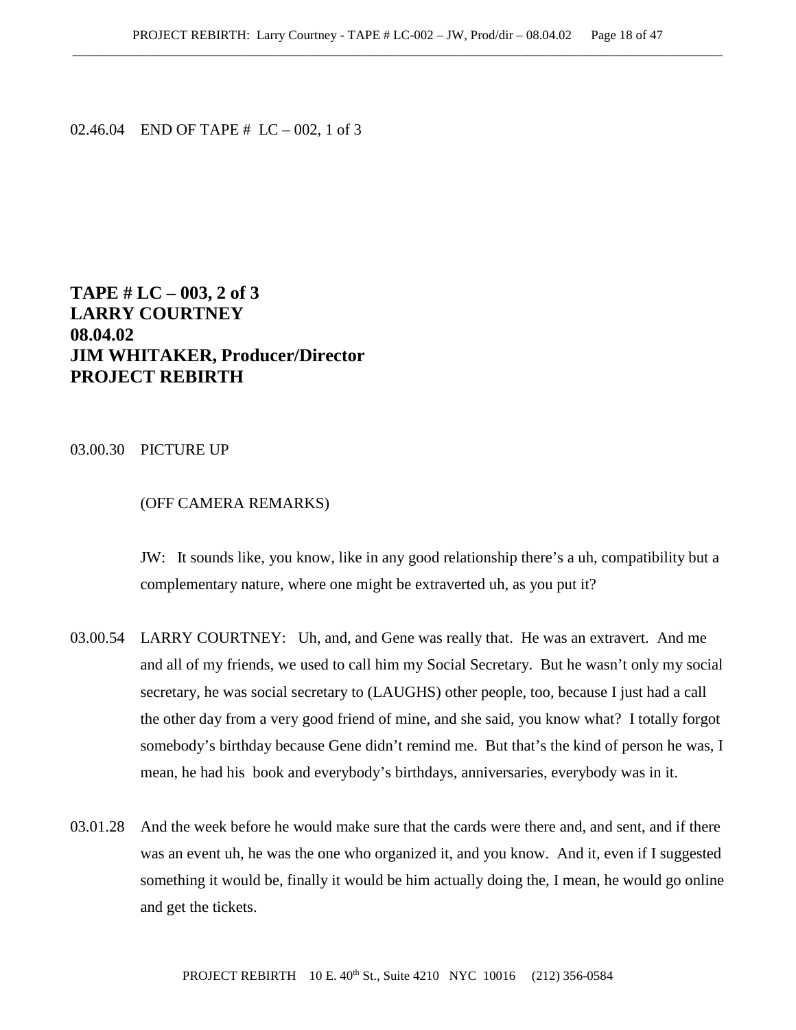02.46.04 END OF TAPE # LC – 002, 1 of 3

**TAPE # LC – 003, 2 of 3**
**LARRY COURTNEY**
**08.04.02**
**JIM WHITAKER, Producer/Director**
**PROJECT REBIRTH**

03.00.30 PICTURE UP

(OFF CAMERA REMARKS)

JW: It sounds like, you know, like in any good relationship there's a uh, compatibility but a complementary nature, where one might be extraverted uh, as you put it?

03.00.54 LARRY COURTNEY: Uh, and, and Gene was really that. He was an extravert. And me and all of my friends, we used to call him my Social Secretary. But he wasn't only my social secretary, he was social secretary to (LAUGHS) other people, too, because I just had a call the other day from a very good friend of mine, and she said, you know what? I totally forgot somebody's birthday because Gene didn't remind me. But that's the kind of person he was, I mean, he had his book and everybody's birthdays, anniversaries, everybody was in it.

03.01.28 And the week before he would make sure that the cards were there and, and sent, and if there was an event uh, he was the one who organized it, and you know. And it, even if I suggested something it would be, finally it would be him actually doing the, I mean, he would go online and get the tickets.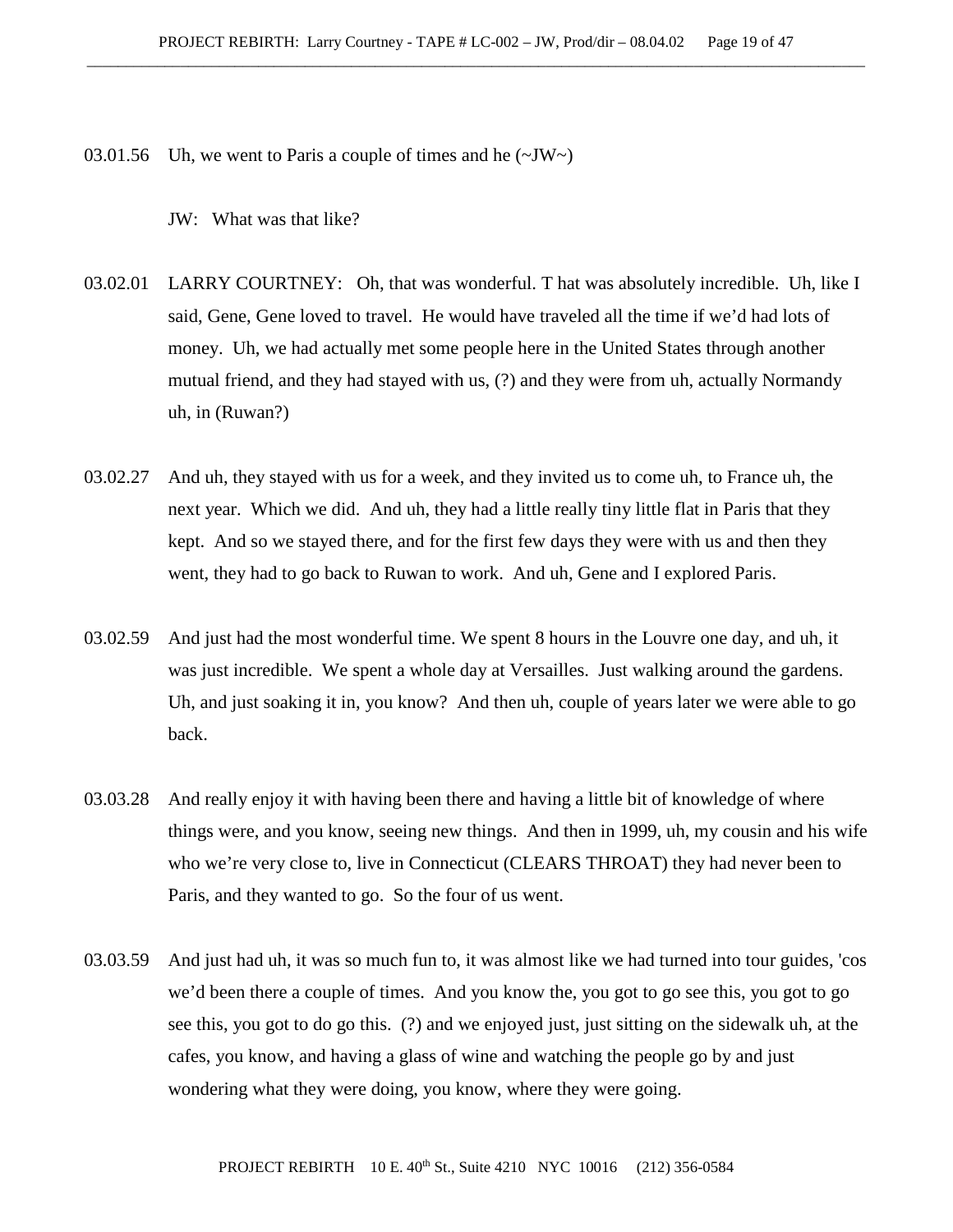03.01.56 Uh, we went to Paris a couple of times and he (~JW~)

JW: What was that like?

03.02.01 LARRY COURTNEY: Oh, that was wonderful. T hat was absolutely incredible. Uh, like I said, Gene, Gene loved to travel. He would have traveled all the time if we'd had lots of money. Uh, we had actually met some people here in the United States through another mutual friend, and they had stayed with us, (?) and they were from uh, actually Normandy uh, in (Ruwan?)

03.02.27 And uh, they stayed with us for a week, and they invited us to come uh, to France uh, the next year. Which we did. And uh, they had a little really tiny little flat in Paris that they kept. And so we stayed there, and for the first few days they were with us and then they went, they had to go back to Ruwan to work. And uh, Gene and I explored Paris.

03.02.59 And just had the most wonderful time. We spent 8 hours in the Louvre one day, and uh, it was just incredible. We spent a whole day at Versailles. Just walking around the gardens. Uh, and just soaking it in, you know? And then uh, couple of years later we were able to go back.

03.03.28 And really enjoy it with having been there and having a little bit of knowledge of where things were, and you know, seeing new things. And then in 1999, uh, my cousin and his wife who we're very close to, live in Connecticut (CLEARS THROAT) they had never been to Paris, and they wanted to go. So the four of us went.

03.03.59 And just had uh, it was so much fun to, it was almost like we had turned into tour guides, 'cos we'd been there a couple of times. And you know the, you got to go see this, you got to go see this, you got to do go this. (?) and we enjoyed just, just sitting on the sidewalk uh, at the cafes, you know, and having a glass of wine and watching the people go by and just wondering what they were doing, you know, where they were going.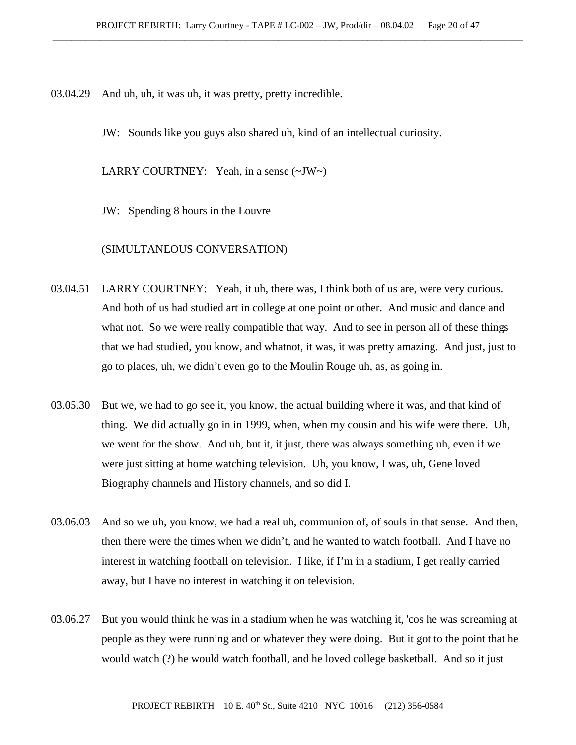03.04.29 And uh, uh, it was uh, it was pretty, pretty incredible.

JW: Sounds like you guys also shared uh, kind of an intellectual curiosity.

LARRY COURTNEY: Yeah, in a sense (~JW~)

JW: Spending 8 hours in the Louvre

(SIMULTANEOUS CONVERSATION)

03.04.51 LARRY COURTNEY: Yeah, it uh, there was, I think both of us are, were very curious. And both of us had studied art in college at one point or other. And music and dance and what not. So we were really compatible that way. And to see in person all of these things that we had studied, you know, and whatnot, it was, it was pretty amazing. And just, just to go to places, uh, we didn't even go to the Moulin Rouge uh, as, as going in.

03.05.30 But we, we had to go see it, you know, the actual building where it was, and that kind of thing. We did actually go in in 1999, when, when my cousin and his wife were there. Uh, we went for the show. And uh, but it, it just, there was always something uh, even if we were just sitting at home watching television. Uh, you know, I was, uh, Gene loved Biography channels and History channels, and so did I.

03.06.03 And so we uh, you know, we had a real uh, communion of, of souls in that sense. And then, then there were the times when we didn't, and he wanted to watch football. And I have no interest in watching football on television. I like, if I'm in a stadium, I get really carried away, but I have no interest in watching it on television.

03.06.27 But you would think he was in a stadium when he was watching it, 'cos he was screaming at people as they were running and or whatever they were doing. But it got to the point that he would watch (?) he would watch football, and he loved college basketball. And so it just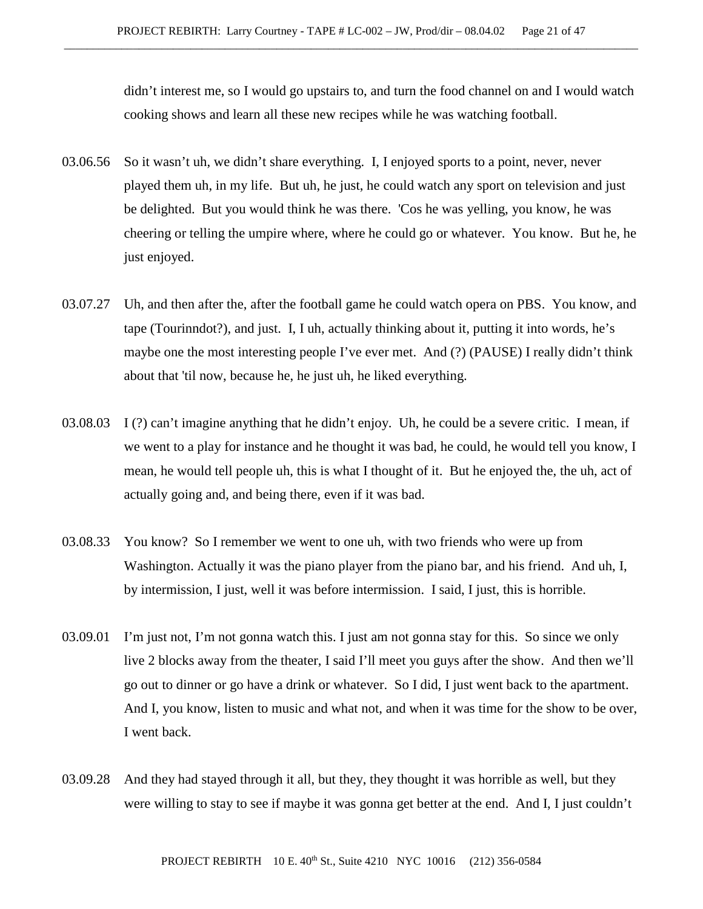didn’t interest me, so I would go upstairs to, and turn the food channel on and I would watch cooking shows and learn all these new recipes while he was watching football.

03.06.56 So it wasn’t uh, we didn’t share everything. I, I enjoyed sports to a point, never, never played them uh, in my life. But uh, he just, he could watch any sport on television and just be delighted. But you would think he was there. 'Cos he was yelling, you know, he was cheering or telling the umpire where, where he could go or whatever. You know. But he, he just enjoyed.

03.07.27 Uh, and then after the, after the football game he could watch opera on PBS. You know, and tape (Tourinndot?), and just. I, I uh, actually thinking about it, putting it into words, he’s maybe one the most interesting people I’ve ever met. And (?) (PAUSE) I really didn’t think about that 'til now, because he, he just uh, he liked everything.

03.08.03 I (?) can’t imagine anything that he didn’t enjoy. Uh, he could be a severe critic. I mean, if we went to a play for instance and he thought it was bad, he could, he would tell you know, I mean, he would tell people uh, this is what I thought of it. But he enjoyed the, the uh, act of actually going and, and being there, even if it was bad.

03.08.33 You know? So I remember we went to one uh, with two friends who were up from Washington. Actually it was the piano player from the piano bar, and his friend. And uh, I, by intermission, I just, well it was before intermission. I said, I just, this is horrible.

03.09.01 I’m just not, I’m not gonna watch this. I just am not gonna stay for this. So since we only live 2 blocks away from the theater, I said I’ll meet you guys after the show. And then we’ll go out to dinner or go have a drink or whatever. So I did, I just went back to the apartment. And I, you know, listen to music and what not, and when it was time for the show to be over, I went back.

03.09.28 And they had stayed through it all, but they, they thought it was horrible as well, but they were willing to stay to see if maybe it was gonna get better at the end. And I, I just couldn’t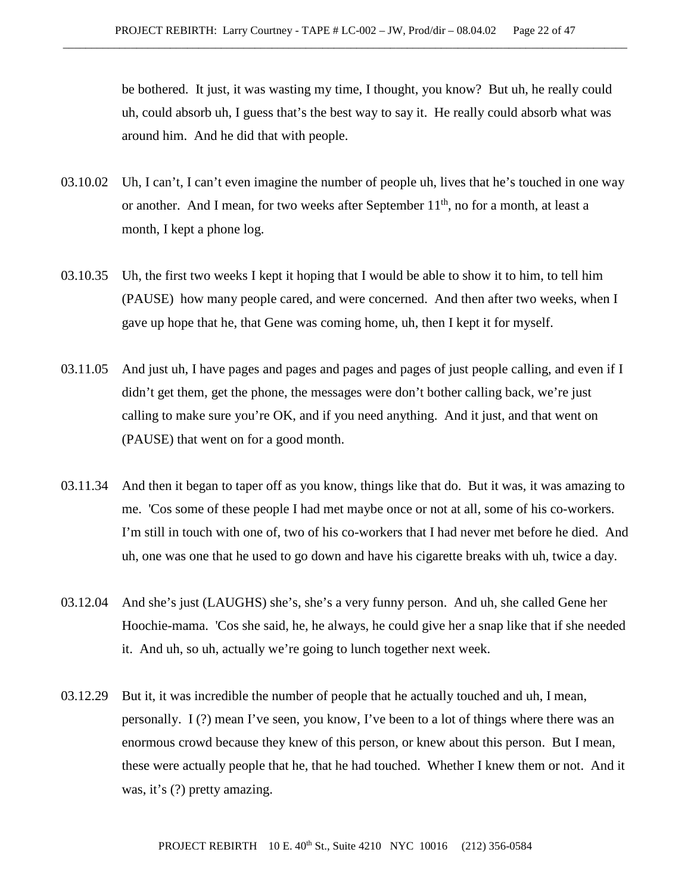be bothered. It just, it was wasting my time, I thought, you know? But uh, he really could uh, could absorb uh, I guess that's the best way to say it. He really could absorb what was around him. And he did that with people.

03.10.02 Uh, I can't, I can't even imagine the number of people uh, lives that he's touched in one way or another. And I mean, for two weeks after September 11th, no for a month, at least a month, I kept a phone log.

03.10.35 Uh, the first two weeks I kept it hoping that I would be able to show it to him, to tell him (PAUSE) how many people cared, and were concerned. And then after two weeks, when I gave up hope that he, that Gene was coming home, uh, then I kept it for myself.

03.11.05 And just uh, I have pages and pages and pages and pages of just people calling, and even if I didn't get them, get the phone, the messages were don't bother calling back, we're just calling to make sure you're OK, and if you need anything. And it just, and that went on (PAUSE) that went on for a good month.

03.11.34 And then it began to taper off as you know, things like that do. But it was, it was amazing to me. 'Cos some of these people I had met maybe once or not at all, some of his co-workers. I'm still in touch with one of, two of his co-workers that I had never met before he died. And uh, one was one that he used to go down and have his cigarette breaks with uh, twice a day.

03.12.04 And she's just (LAUGHS) she's, she's a very funny person. And uh, she called Gene her Hoochie-mama. 'Cos she said, he, he always, he could give her a snap like that if she needed it. And uh, so uh, actually we're going to lunch together next week.

03.12.29 But it, it was incredible the number of people that he actually touched and uh, I mean, personally. I (?) mean I've seen, you know, I've been to a lot of things where there was an enormous crowd because they knew of this person, or knew about this person. But I mean, these were actually people that he, that he had touched. Whether I knew them or not. And it was, it's (?) pretty amazing.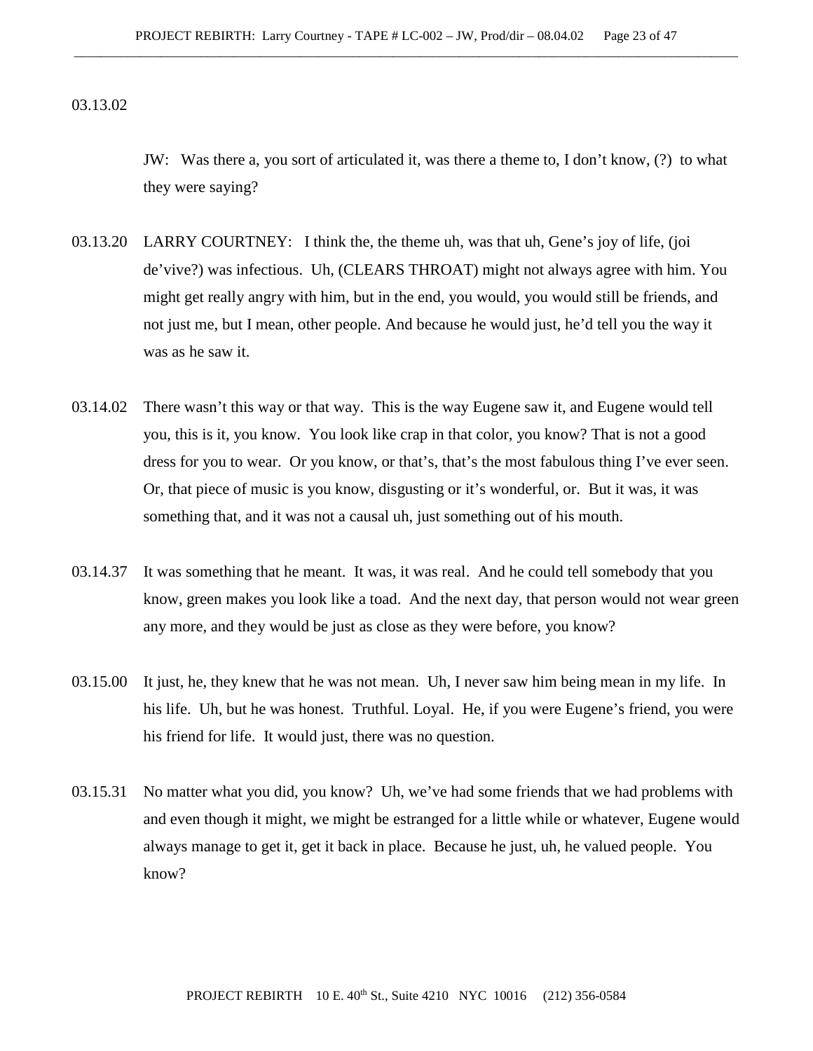03.13.02

JW: Was there a, you sort of articulated it, was there a theme to, I don't know, (?) to what they were saying?

03.13.20 LARRY COURTNEY: I think the, the theme uh, was that uh, Gene's joy of life, (joi de'vive?) was infectious. Uh, (CLEARS THROAT) might not always agree with him. You might get really angry with him, but in the end, you would, you would still be friends, and not just me, but I mean, other people. And because he would just, he'd tell you the way it was as he saw it.

03.14.02 There wasn't this way or that way. This is the way Eugene saw it, and Eugene would tell you, this is it, you know. You look like crap in that color, you know? That is not a good dress for you to wear. Or you know, or that's, that's the most fabulous thing I've ever seen. Or, that piece of music is you know, disgusting or it's wonderful, or. But it was, it was something that, and it was not a causal uh, just something out of his mouth.

03.14.37 It was something that he meant. It was, it was real. And he could tell somebody that you know, green makes you look like a toad. And the next day, that person would not wear green any more, and they would be just as close as they were before, you know?

03.15.00 It just, he, they knew that he was not mean. Uh, I never saw him being mean in my life. In his life. Uh, but he was honest. Truthful. Loyal. He, if you were Eugene's friend, you were his friend for life. It would just, there was no question.

03.15.31 No matter what you did, you know? Uh, we've had some friends that we had problems with and even though it might, we might be estranged for a little while or whatever, Eugene would always manage to get it, get it back in place. Because he just, uh, he valued people. You know?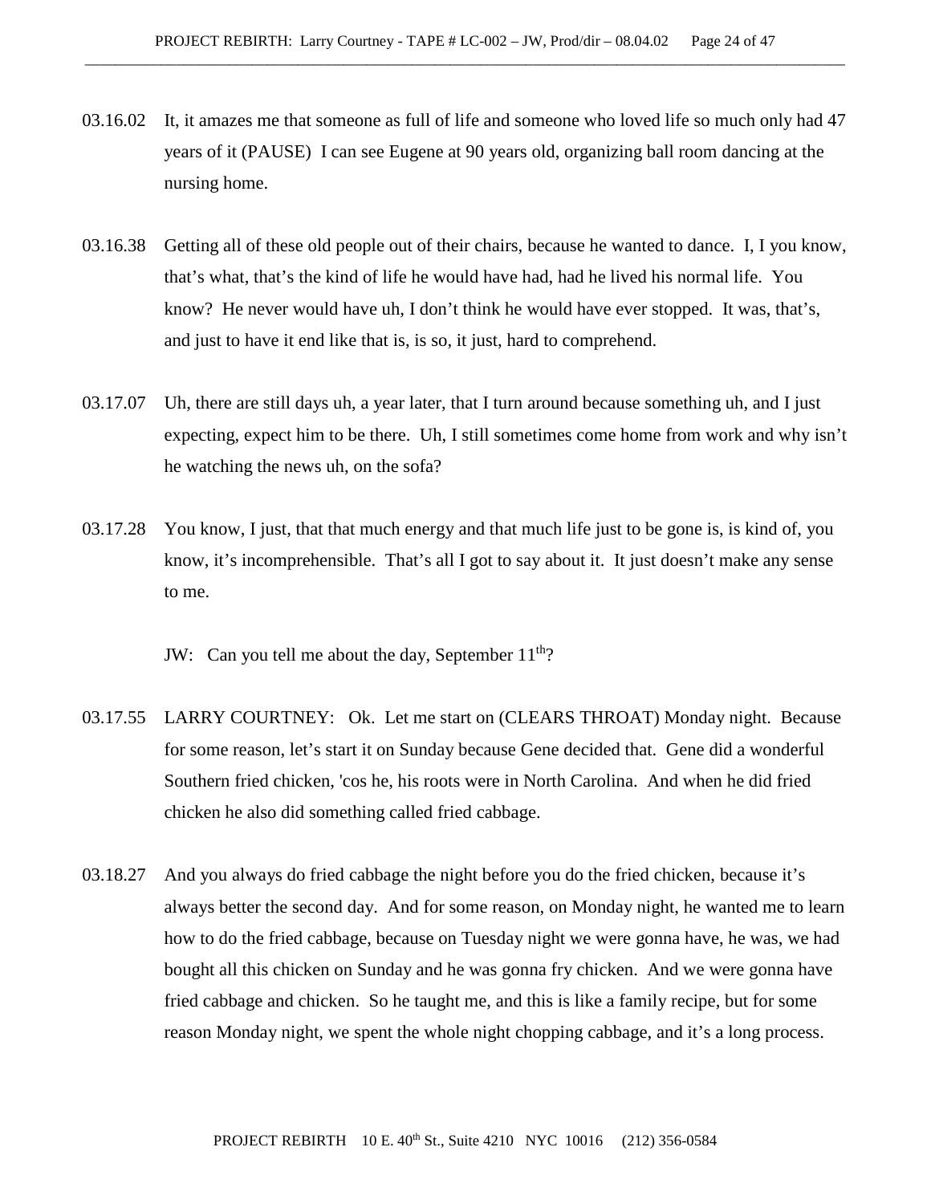03.16.02 It, it amazes me that someone as full of life and someone who loved life so much only had 47 years of it (PAUSE) I can see Eugene at 90 years old, organizing ball room dancing at the nursing home.

03.16.38 Getting all of these old people out of their chairs, because he wanted to dance. I, I you know, that's what, that's the kind of life he would have had, had he lived his normal life. You know? He never would have uh, I don't think he would have ever stopped. It was, that's, and just to have it end like that is, is so, it just, hard to comprehend.

03.17.07 Uh, there are still days uh, a year later, that I turn around because something uh, and I just expecting, expect him to be there. Uh, I still sometimes come home from work and why isn't he watching the news uh, on the sofa?

03.17.28 You know, I just, that that much energy and that much life just to be gone is, is kind of, you know, it's incomprehensible. That's all I got to say about it. It just doesn't make any sense to me.

JW: Can you tell me about the day, September 11th?

03.17.55 LARRY COURTNEY: Ok. Let me start on (CLEARS THROAT) Monday night. Because for some reason, let's start it on Sunday because Gene decided that. Gene did a wonderful Southern fried chicken, 'cos he, his roots were in North Carolina. And when he did fried chicken he also did something called fried cabbage.

03.18.27 And you always do fried cabbage the night before you do the fried chicken, because it's always better the second day. And for some reason, on Monday night, he wanted me to learn how to do the fried cabbage, because on Tuesday night we were gonna have, he was, we had bought all this chicken on Sunday and he was gonna fry chicken. And we were gonna have fried cabbage and chicken. So he taught me, and this is like a family recipe, but for some reason Monday night, we spent the whole night chopping cabbage, and it's a long process.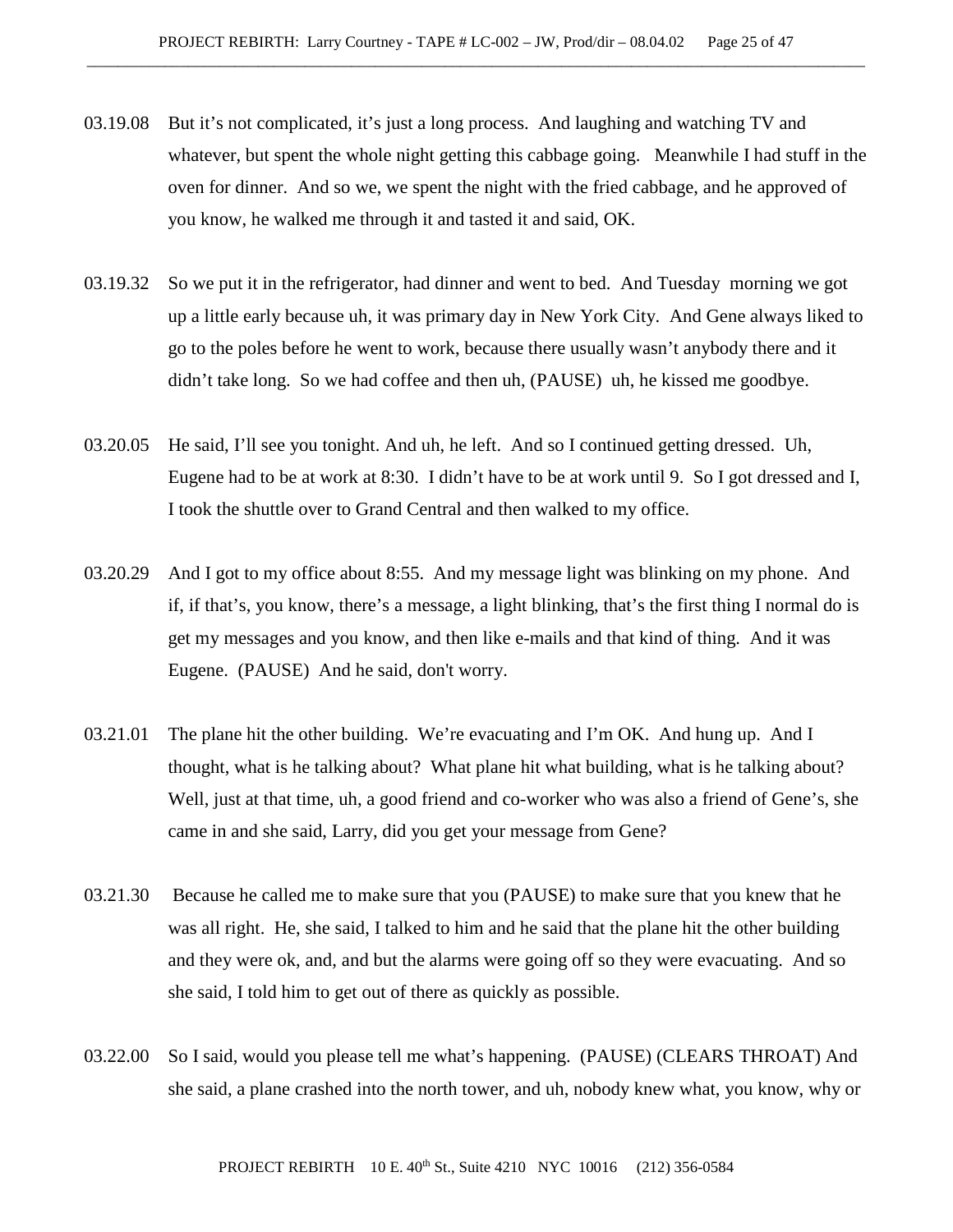03.19.08 But it's not complicated, it's just a long process. And laughing and watching TV and whatever, but spent the whole night getting this cabbage going. Meanwhile I had stuff in the oven for dinner. And so we, we spent the night with the fried cabbage, and he approved of you know, he walked me through it and tasted it and said, OK.

03.19.32 So we put it in the refrigerator, had dinner and went to bed. And Tuesday morning we got up a little early because uh, it was primary day in New York City. And Gene always liked to go to the poles before he went to work, because there usually wasn't anybody there and it didn't take long. So we had coffee and then uh, (PAUSE) uh, he kissed me goodbye.

03.20.05 He said, I'll see you tonight. And uh, he left. And so I continued getting dressed. Uh, Eugene had to be at work at 8:30. I didn't have to be at work until 9. So I got dressed and I, I took the shuttle over to Grand Central and then walked to my office.

03.20.29 And I got to my office about 8:55. And my message light was blinking on my phone. And if, if that's, you know, there's a message, a light blinking, that's the first thing I normal do is get my messages and you know, and then like e-mails and that kind of thing. And it was Eugene. (PAUSE) And he said, don't worry.

03.21.01 The plane hit the other building. We're evacuating and I'm OK. And hung up. And I thought, what is he talking about? What plane hit what building, what is he talking about? Well, just at that time, uh, a good friend and co-worker who was also a friend of Gene's, she came in and she said, Larry, did you get your message from Gene?

03.21.30 Because he called me to make sure that you (PAUSE) to make sure that you knew that he was all right. He, she said, I talked to him and he said that the plane hit the other building and they were ok, and, and but the alarms were going off so they were evacuating. And so she said, I told him to get out of there as quickly as possible.

03.22.00 So I said, would you please tell me what's happening. (PAUSE) (CLEARS THROAT) And she said, a plane crashed into the north tower, and uh, nobody knew what, you know, why or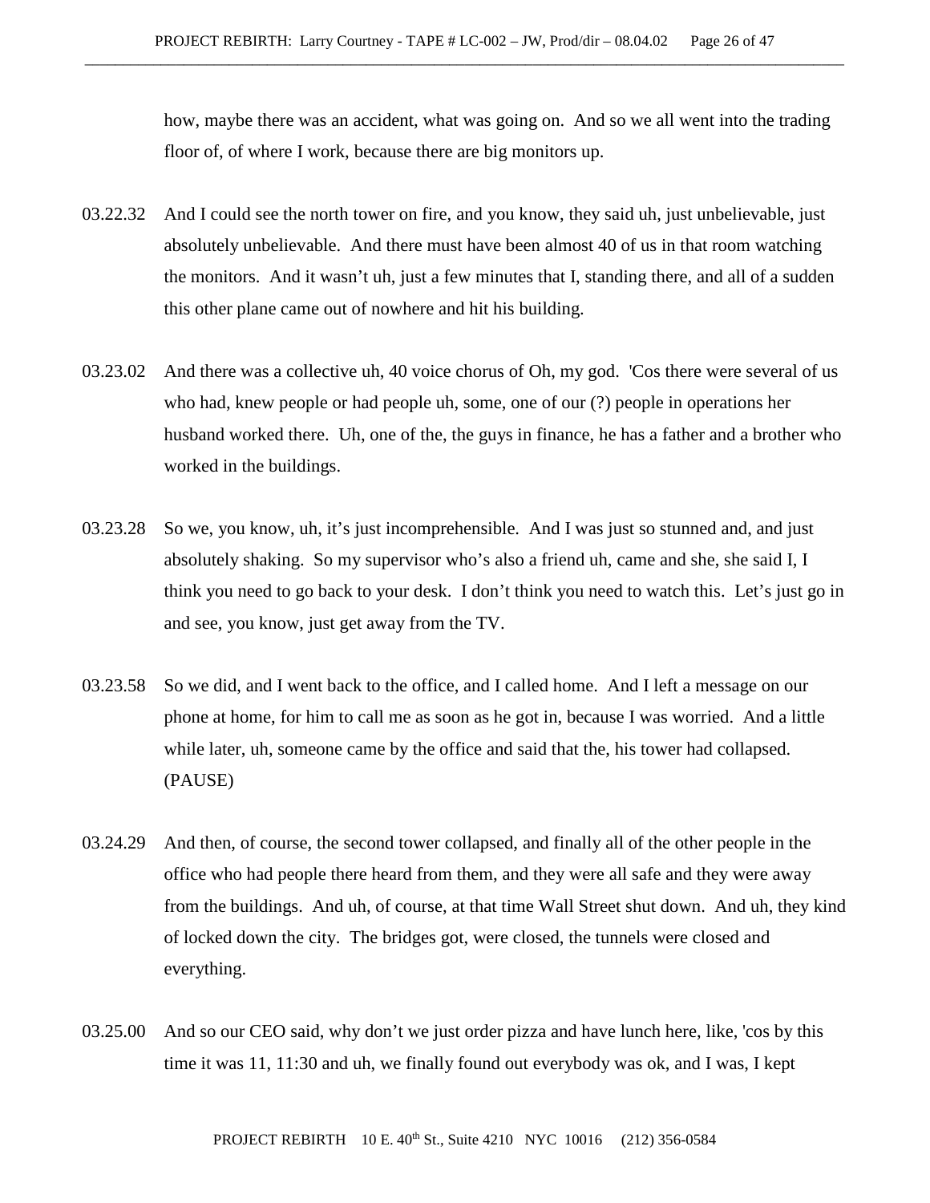how, maybe there was an accident, what was going on. And so we all went into the trading floor of, of where I work, because there are big monitors up.

03.22.32 And I could see the north tower on fire, and you know, they said uh, just unbelievable, just absolutely unbelievable. And there must have been almost 40 of us in that room watching the monitors. And it wasn't uh, just a few minutes that I, standing there, and all of a sudden this other plane came out of nowhere and hit his building.

03.23.02 And there was a collective uh, 40 voice chorus of Oh, my god. 'Cos there were several of us who had, knew people or had people uh, some, one of our (?) people in operations her husband worked there. Uh, one of the, the guys in finance, he has a father and a brother who worked in the buildings.

03.23.28 So we, you know, uh, it's just incomprehensible. And I was just so stunned and, and just absolutely shaking. So my supervisor who's also a friend uh, came and she, she said I, I think you need to go back to your desk. I don't think you need to watch this. Let's just go in and see, you know, just get away from the TV.

03.23.58 So we did, and I went back to the office, and I called home. And I left a message on our phone at home, for him to call me as soon as he got in, because I was worried. And a little while later, uh, someone came by the office and said that the, his tower had collapsed. (PAUSE)

03.24.29 And then, of course, the second tower collapsed, and finally all of the other people in the office who had people there heard from them, and they were all safe and they were away from the buildings. And uh, of course, at that time Wall Street shut down. And uh, they kind of locked down the city. The bridges got, were closed, the tunnels were closed and everything.

03.25.00 And so our CEO said, why don't we just order pizza and have lunch here, like, 'cos by this time it was 11, 11:30 and uh, we finally found out everybody was ok, and I was, I kept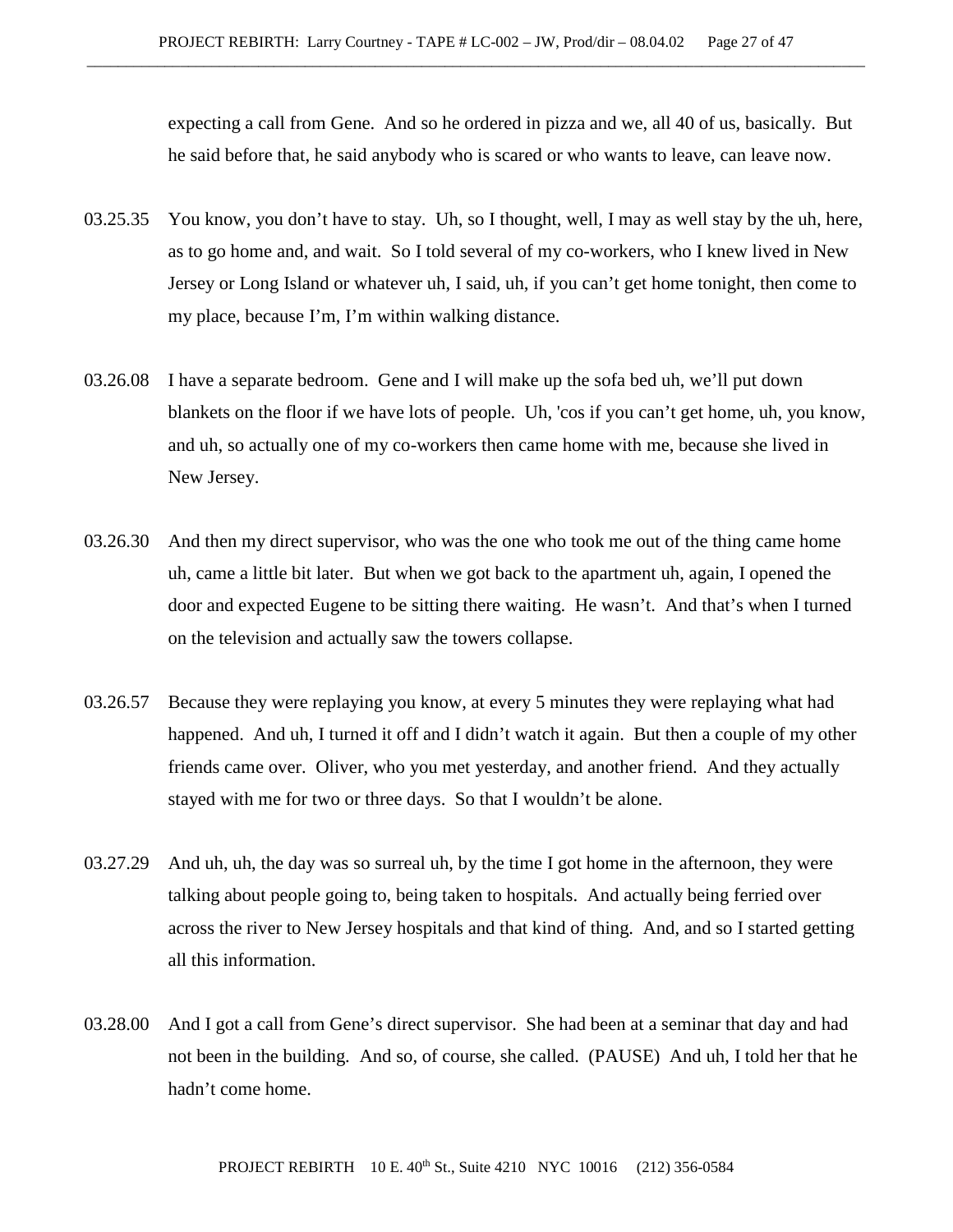expecting a call from Gene. And so he ordered in pizza and we, all 40 of us, basically. But he said before that, he said anybody who is scared or who wants to leave, can leave now.

03.25.35 You know, you don't have to stay. Uh, so I thought, well, I may as well stay by the uh, here, as to go home and, and wait. So I told several of my co-workers, who I knew lived in New Jersey or Long Island or whatever uh, I said, uh, if you can't get home tonight, then come to my place, because I'm, I'm within walking distance.

03.26.08 I have a separate bedroom. Gene and I will make up the sofa bed uh, we'll put down blankets on the floor if we have lots of people. Uh, 'cos if you can't get home, uh, you know, and uh, so actually one of my co-workers then came home with me, because she lived in New Jersey.

03.26.30 And then my direct supervisor, who was the one who took me out of the thing came home uh, came a little bit later. But when we got back to the apartment uh, again, I opened the door and expected Eugene to be sitting there waiting. He wasn't. And that's when I turned on the television and actually saw the towers collapse.

03.26.57 Because they were replaying you know, at every 5 minutes they were replaying what had happened. And uh, I turned it off and I didn't watch it again. But then a couple of my other friends came over. Oliver, who you met yesterday, and another friend. And they actually stayed with me for two or three days. So that I wouldn't be alone.

03.27.29 And uh, uh, the day was so surreal uh, by the time I got home in the afternoon, they were talking about people going to, being taken to hospitals. And actually being ferried over across the river to New Jersey hospitals and that kind of thing. And, and so I started getting all this information.

03.28.00 And I got a call from Gene's direct supervisor. She had been at a seminar that day and had not been in the building. And so, of course, she called. (PAUSE) And uh, I told her that he hadn't come home.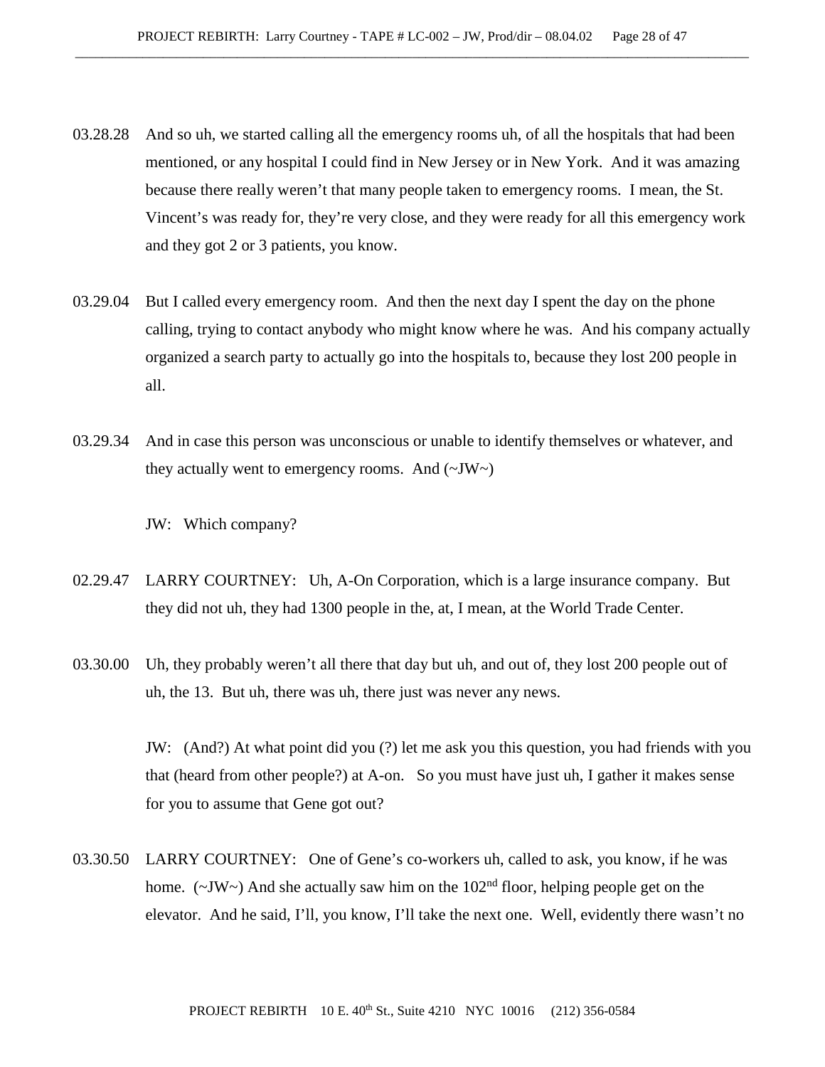03.28.28 And so uh, we started calling all the emergency rooms uh, of all the hospitals that had been mentioned, or any hospital I could find in New Jersey or in New York. And it was amazing because there really weren't that many people taken to emergency rooms. I mean, the St. Vincent's was ready for, they're very close, and they were ready for all this emergency work and they got 2 or 3 patients, you know.

03.29.04 But I called every emergency room. And then the next day I spent the day on the phone calling, trying to contact anybody who might know where he was. And his company actually organized a search party to actually go into the hospitals to, because they lost 200 people in all.

03.29.34 And in case this person was unconscious or unable to identify themselves or whatever, and they actually went to emergency rooms. And (~JW~)

JW: Which company?

02.29.47 LARRY COURTNEY: Uh, A-On Corporation, which is a large insurance company. But they did not uh, they had 1300 people in the, at, I mean, at the World Trade Center.

03.30.00 Uh, they probably weren't all there that day but uh, and out of, they lost 200 people out of uh, the 13. But uh, there was uh, there just was never any news.

JW: (And?) At what point did you (?) let me ask you this question, you had friends with you that (heard from other people?) at A-on. So you must have just uh, I gather it makes sense for you to assume that Gene got out?

03.30.50 LARRY COURTNEY: One of Gene's co-workers uh, called to ask, you know, if he was home. (~JW~) And she actually saw him on the 102nd floor, helping people get on the elevator. And he said, I'll, you know, I'll take the next one. Well, evidently there wasn't no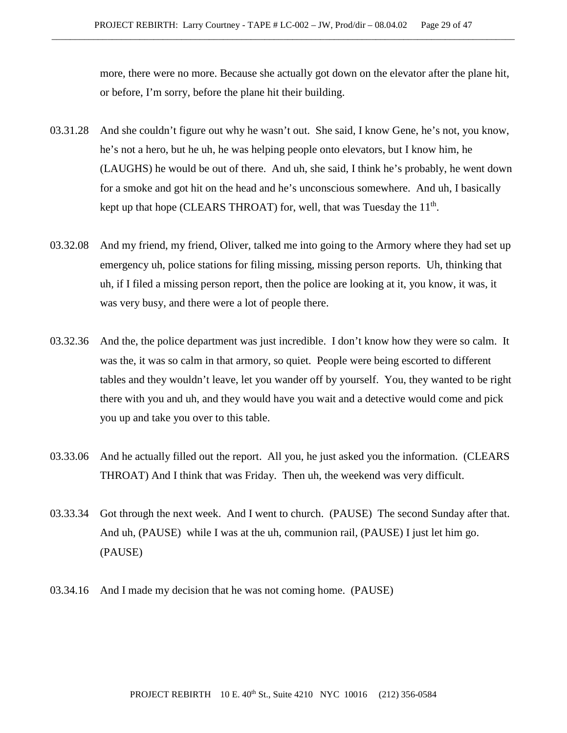more, there were no more. Because she actually got down on the elevator after the plane hit, or before, I'm sorry, before the plane hit their building.

03.31.28 And she couldn't figure out why he wasn't out. She said, I know Gene, he's not, you know, he's not a hero, but he uh, he was helping people onto elevators, but I know him, he (LAUGHS) he would be out of there. And uh, she said, I think he's probably, he went down for a smoke and got hit on the head and he's unconscious somewhere. And uh, I basically kept up that hope (CLEARS THROAT) for, well, that was Tuesday the 11th.

03.32.08 And my friend, my friend, Oliver, talked me into going to the Armory where they had set up emergency uh, police stations for filing missing, missing person reports. Uh, thinking that uh, if I filed a missing person report, then the police are looking at it, you know, it was, it was very busy, and there were a lot of people there.

03.32.36 And the, the police department was just incredible. I don't know how they were so calm. It was the, it was so calm in that armory, so quiet. People were being escorted to different tables and they wouldn't leave, let you wander off by yourself. You, they wanted to be right there with you and uh, and they would have you wait and a detective would come and pick you up and take you over to this table.

03.33.06 And he actually filled out the report. All you, he just asked you the information. (CLEARS THROAT) And I think that was Friday. Then uh, the weekend was very difficult.

03.33.34 Got through the next week. And I went to church. (PAUSE) The second Sunday after that. And uh, (PAUSE) while I was at the uh, communion rail, (PAUSE) I just let him go. (PAUSE)

03.34.16 And I made my decision that he was not coming home. (PAUSE)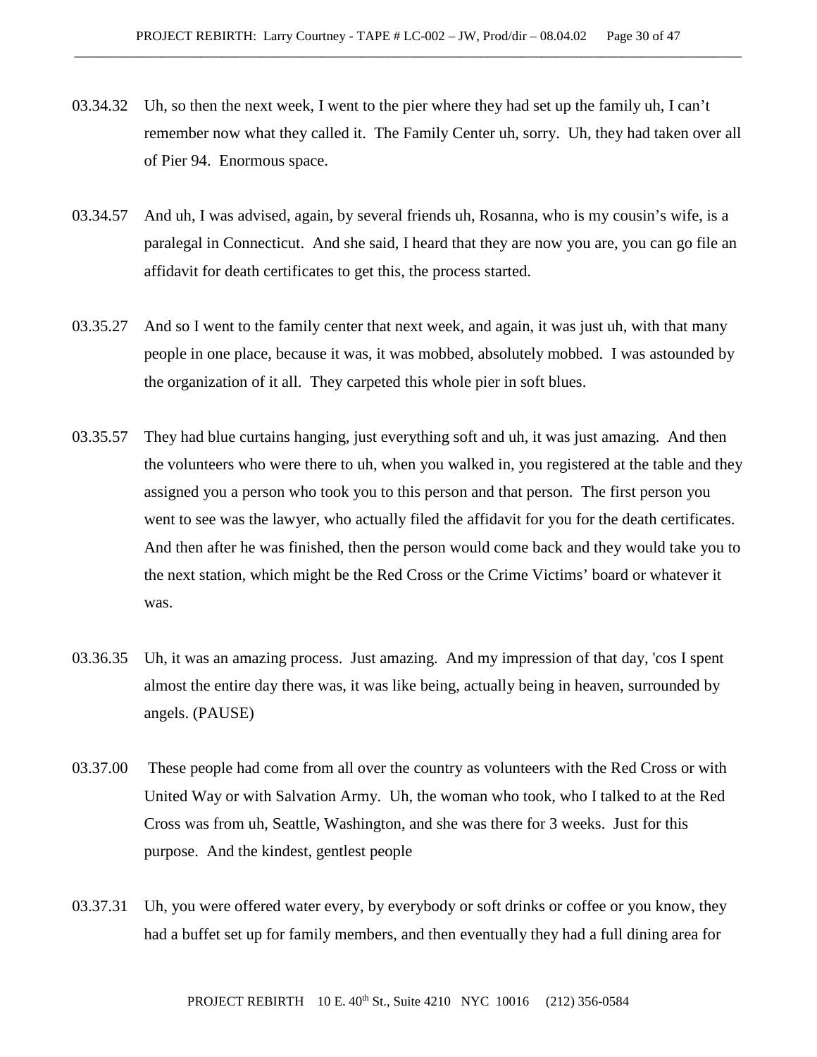03.34.32 Uh, so then the next week, I went to the pier where they had set up the family uh, I can't remember now what they called it. The Family Center uh, sorry. Uh, they had taken over all of Pier 94. Enormous space.

03.34.57 And uh, I was advised, again, by several friends uh, Rosanna, who is my cousin's wife, is a paralegal in Connecticut. And she said, I heard that they are now you are, you can go file an affidavit for death certificates to get this, the process started.

03.35.27 And so I went to the family center that next week, and again, it was just uh, with that many people in one place, because it was, it was mobbed, absolutely mobbed. I was astounded by the organization of it all. They carpeted this whole pier in soft blues.

03.35.57 They had blue curtains hanging, just everything soft and uh, it was just amazing. And then the volunteers who were there to uh, when you walked in, you registered at the table and they assigned you a person who took you to this person and that person. The first person you went to see was the lawyer, who actually filed the affidavit for you for the death certificates. And then after he was finished, then the person would come back and they would take you to the next station, which might be the Red Cross or the Crime Victims' board or whatever it was.

03.36.35 Uh, it was an amazing process. Just amazing. And my impression of that day, 'cos I spent almost the entire day there was, it was like being, actually being in heaven, surrounded by angels. (PAUSE)

03.37.00 These people had come from all over the country as volunteers with the Red Cross or with United Way or with Salvation Army. Uh, the woman who took, who I talked to at the Red Cross was from uh, Seattle, Washington, and she was there for 3 weeks. Just for this purpose. And the kindest, gentlest people

03.37.31 Uh, you were offered water every, by everybody or soft drinks or coffee or you know, they had a buffet set up for family members, and then eventually they had a full dining area for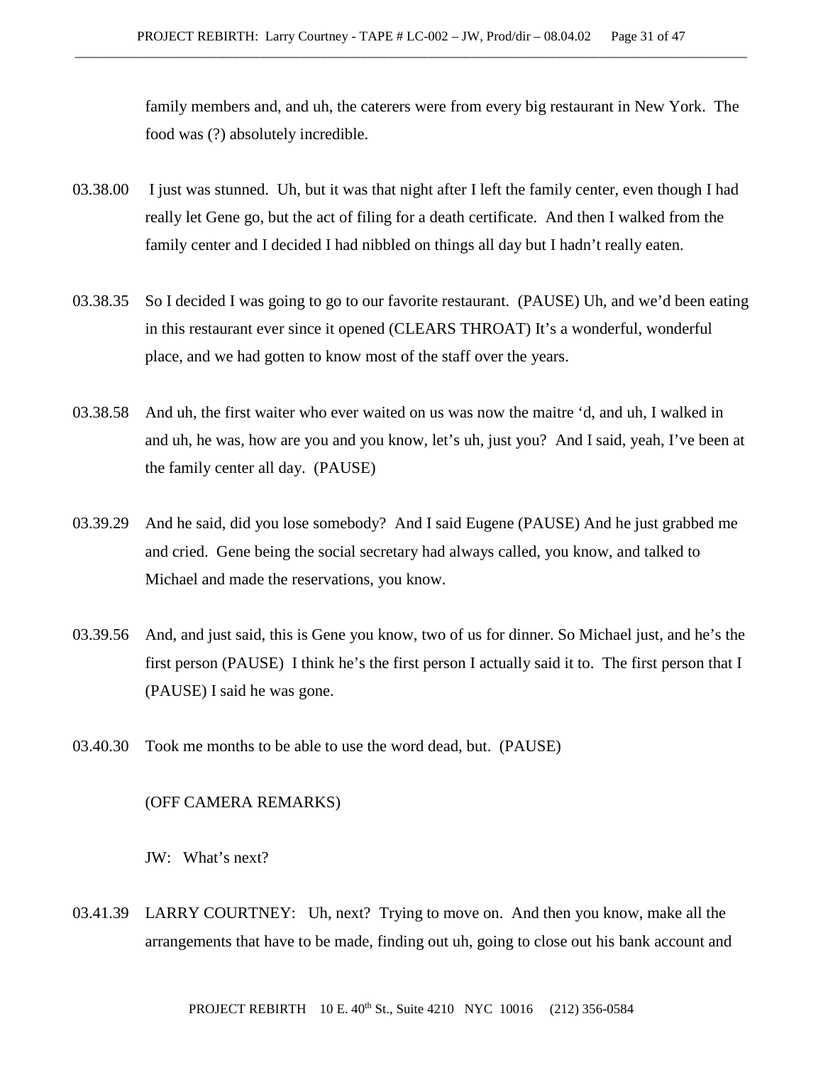family members and, and uh, the caterers were from every big restaurant in New York. The food was (?) absolutely incredible.

03.38.00 I just was stunned. Uh, but it was that night after I left the family center, even though I had really let Gene go, but the act of filing for a death certificate. And then I walked from the family center and I decided I had nibbled on things all day but I hadn't really eaten.

03.38.35 So I decided I was going to go to our favorite restaurant. (PAUSE) Uh, and we'd been eating in this restaurant ever since it opened (CLEARS THROAT) It's a wonderful, wonderful place, and we had gotten to know most of the staff over the years.

03.38.58 And uh, the first waiter who ever waited on us was now the maitre 'd, and uh, I walked in and uh, he was, how are you and you know, let's uh, just you? And I said, yeah, I've been at the family center all day. (PAUSE)

03.39.29 And he said, did you lose somebody? And I said Eugene (PAUSE) And he just grabbed me and cried. Gene being the social secretary had always called, you know, and talked to Michael and made the reservations, you know.

03.39.56 And, and just said, this is Gene you know, two of us for dinner. So Michael just, and he's the first person (PAUSE) I think he's the first person I actually said it to. The first person that I (PAUSE) I said he was gone.

03.40.30 Took me months to be able to use the word dead, but. (PAUSE)

(OFF CAMERA REMARKS)

JW: What's next?

03.41.39 LARRY COURTNEY: Uh, next? Trying to move on. And then you know, make all the arrangements that have to be made, finding out uh, going to close out his bank account and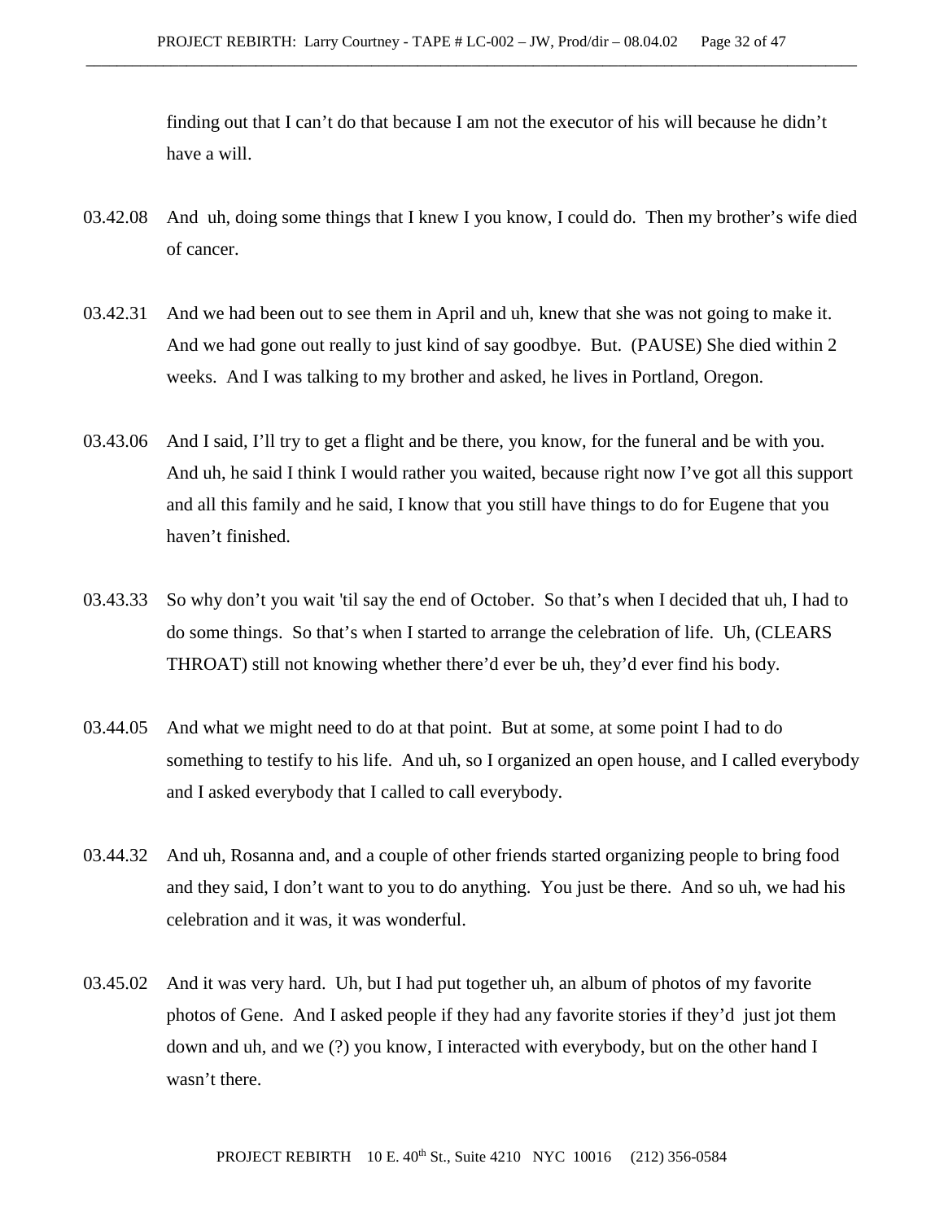finding out that I can't do that because I am not the executor of his will because he didn't have a will.

03.42.08 And uh, doing some things that I knew I you know, I could do. Then my brother's wife died of cancer.

03.42.31 And we had been out to see them in April and uh, knew that she was not going to make it. And we had gone out really to just kind of say goodbye. But. (PAUSE) She died within 2 weeks. And I was talking to my brother and asked, he lives in Portland, Oregon.

03.43.06 And I said, I'll try to get a flight and be there, you know, for the funeral and be with you. And uh, he said I think I would rather you waited, because right now I've got all this support and all this family and he said, I know that you still have things to do for Eugene that you haven't finished.

03.43.33 So why don't you wait 'til say the end of October. So that's when I decided that uh, I had to do some things. So that's when I started to arrange the celebration of life. Uh, (CLEARS THROAT) still not knowing whether there'd ever be uh, they'd ever find his body.

03.44.05 And what we might need to do at that point. But at some, at some point I had to do something to testify to his life. And uh, so I organized an open house, and I called everybody and I asked everybody that I called to call everybody.

03.44.32 And uh, Rosanna and, and a couple of other friends started organizing people to bring food and they said, I don't want to you to do anything. You just be there. And so uh, we had his celebration and it was, it was wonderful.

03.45.02 And it was very hard. Uh, but I had put together uh, an album of photos of my favorite photos of Gene. And I asked people if they had any favorite stories if they'd just jot them down and uh, and we (?) you know, I interacted with everybody, but on the other hand I wasn't there.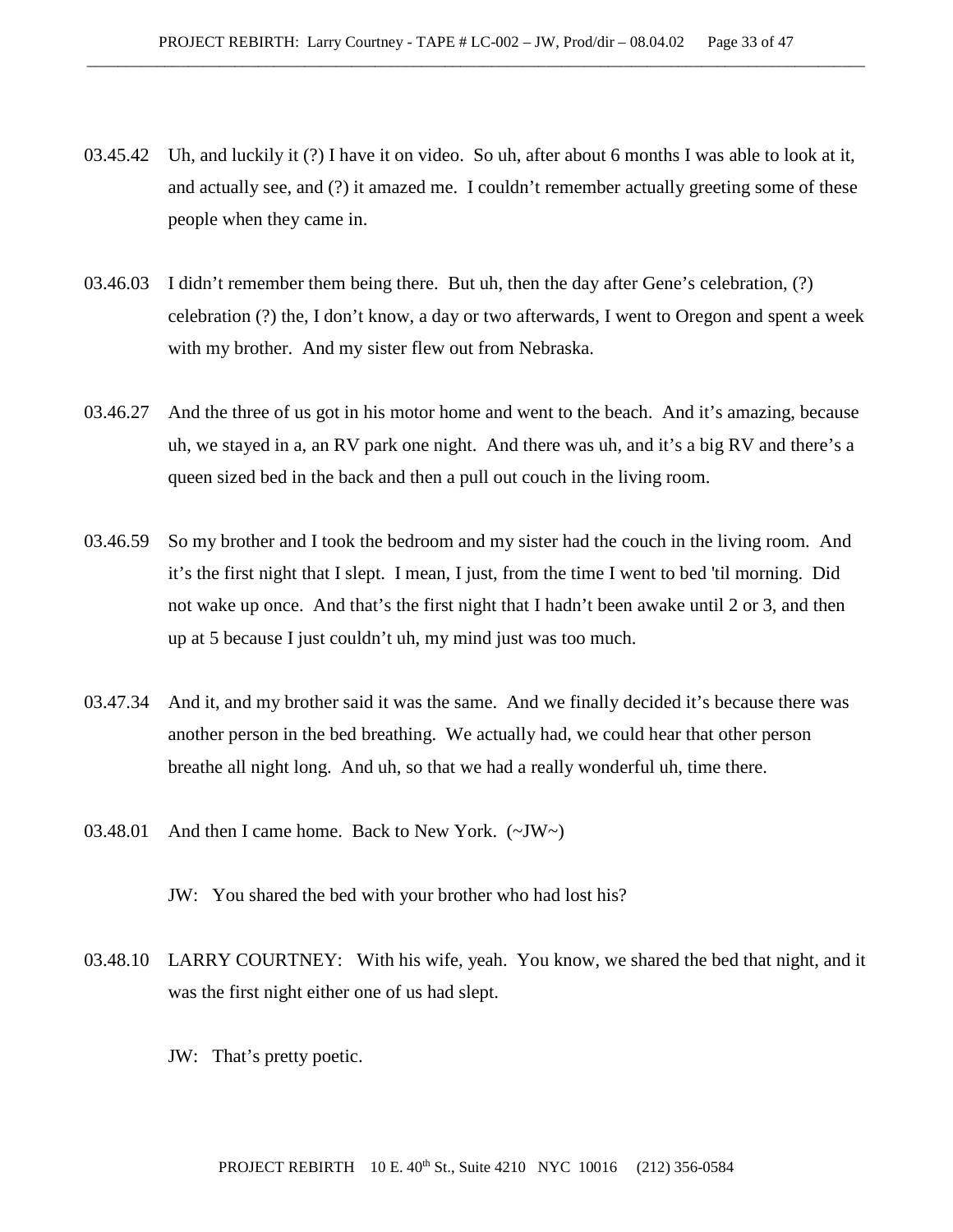03.45.42 Uh, and luckily it (?) I have it on video. So uh, after about 6 months I was able to look at it, and actually see, and (?) it amazed me. I couldn't remember actually greeting some of these people when they came in.

03.46.03 I didn't remember them being there. But uh, then the day after Gene's celebration, (?) celebration (?) the, I don't know, a day or two afterwards, I went to Oregon and spent a week with my brother. And my sister flew out from Nebraska.

03.46.27 And the three of us got in his motor home and went to the beach. And it's amazing, because uh, we stayed in a, an RV park one night. And there was uh, and it's a big RV and there's a queen sized bed in the back and then a pull out couch in the living room.

03.46.59 So my brother and I took the bedroom and my sister had the couch in the living room. And it's the first night that I slept. I mean, I just, from the time I went to bed 'til morning. Did not wake up once. And that's the first night that I hadn't been awake until 2 or 3, and then up at 5 because I just couldn't uh, my mind just was too much.

03.47.34 And it, and my brother said it was the same. And we finally decided it's because there was another person in the bed breathing. We actually had, we could hear that other person breathe all night long. And uh, so that we had a really wonderful uh, time there.

03.48.01 And then I came home. Back to New York. (~JW~)

JW: You shared the bed with your brother who had lost his?

03.48.10 LARRY COURTNEY: With his wife, yeah. You know, we shared the bed that night, and it was the first night either one of us had slept.

JW: That's pretty poetic.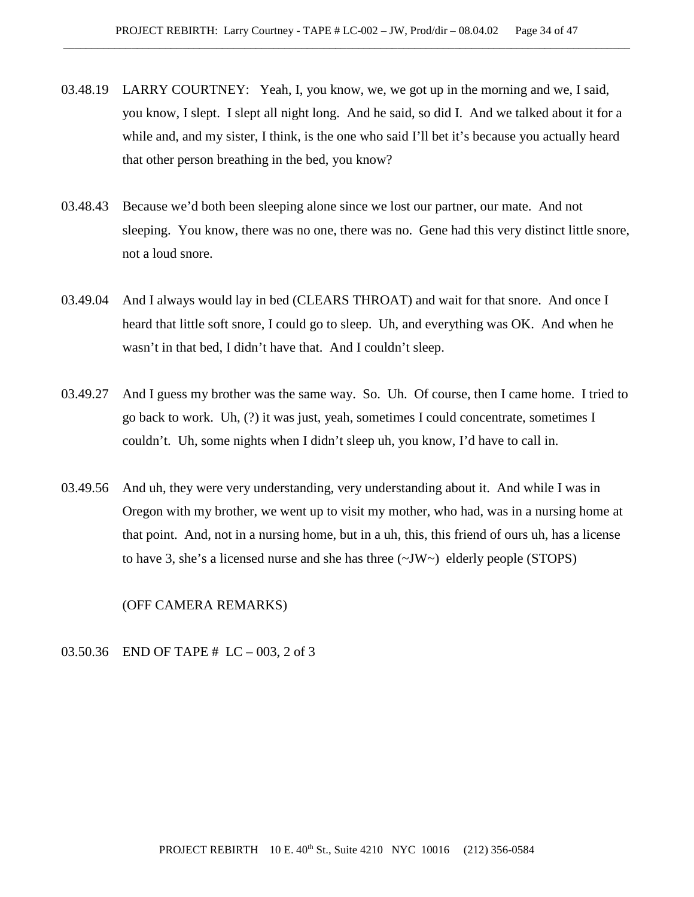03.48.19 LARRY COURTNEY: Yeah, I, you know, we, we got up in the morning and we, I said, you know, I slept. I slept all night long. And he said, so did I. And we talked about it for a while and, and my sister, I think, is the one who said I'll bet it's because you actually heard that other person breathing in the bed, you know?

03.48.43 Because we'd both been sleeping alone since we lost our partner, our mate. And not sleeping. You know, there was no one, there was no. Gene had this very distinct little snore, not a loud snore.

03.49.04 And I always would lay in bed (CLEARS THROAT) and wait for that snore. And once I heard that little soft snore, I could go to sleep. Uh, and everything was OK. And when he wasn't in that bed, I didn't have that. And I couldn't sleep.

03.49.27 And I guess my brother was the same way. So. Uh. Of course, then I came home. I tried to go back to work. Uh, (?) it was just, yeah, sometimes I could concentrate, sometimes I couldn't. Uh, some nights when I didn't sleep uh, you know, I'd have to call in.

03.49.56 And uh, they were very understanding, very understanding about it. And while I was in Oregon with my brother, we went up to visit my mother, who had, was in a nursing home at that point. And, not in a nursing home, but in a uh, this, this friend of ours uh, has a license to have 3, she's a licensed nurse and she has three (~JW~) elderly people (STOPS)

(OFF CAMERA REMARKS)

03.50.36 END OF TAPE # LC – 003, 2 of 3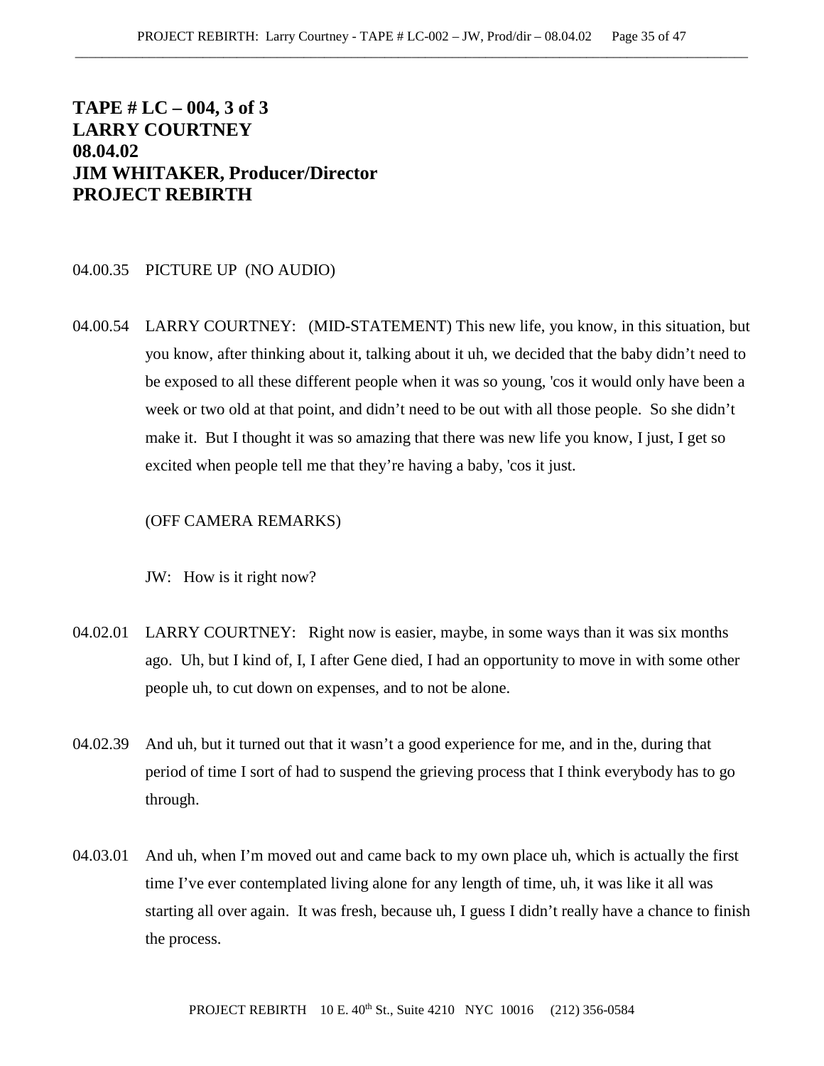**TAPE # LC – 004, 3 of 3**
**LARRY COURTNEY**
**08.04.02**
**JIM WHITAKER, Producer/Director**
**PROJECT REBIRTH**

04.00.35 PICTURE UP (NO AUDIO)

04.00.54 LARRY COURTNEY: (MID-STATEMENT) This new life, you know, in this situation, but you know, after thinking about it, talking about it uh, we decided that the baby didn't need to be exposed to all these different people when it was so young, 'cos it would only have been a week or two old at that point, and didn't need to be out with all those people. So she didn't make it. But I thought it was so amazing that there was new life you know, I just, I get so excited when people tell me that they're having a baby, 'cos it just.

(OFF CAMERA REMARKS)

JW: How is it right now?

04.02.01 LARRY COURTNEY: Right now is easier, maybe, in some ways than it was six months ago. Uh, but I kind of, I, I after Gene died, I had an opportunity to move in with some other people uh, to cut down on expenses, and to not be alone.

04.02.39 And uh, but it turned out that it wasn't a good experience for me, and in the, during that period of time I sort of had to suspend the grieving process that I think everybody has to go through.

04.03.01 And uh, when I'm moved out and came back to my own place uh, which is actually the first time I've ever contemplated living alone for any length of time, uh, it was like it all was starting all over again. It was fresh, because uh, I guess I didn't really have a chance to finish the process.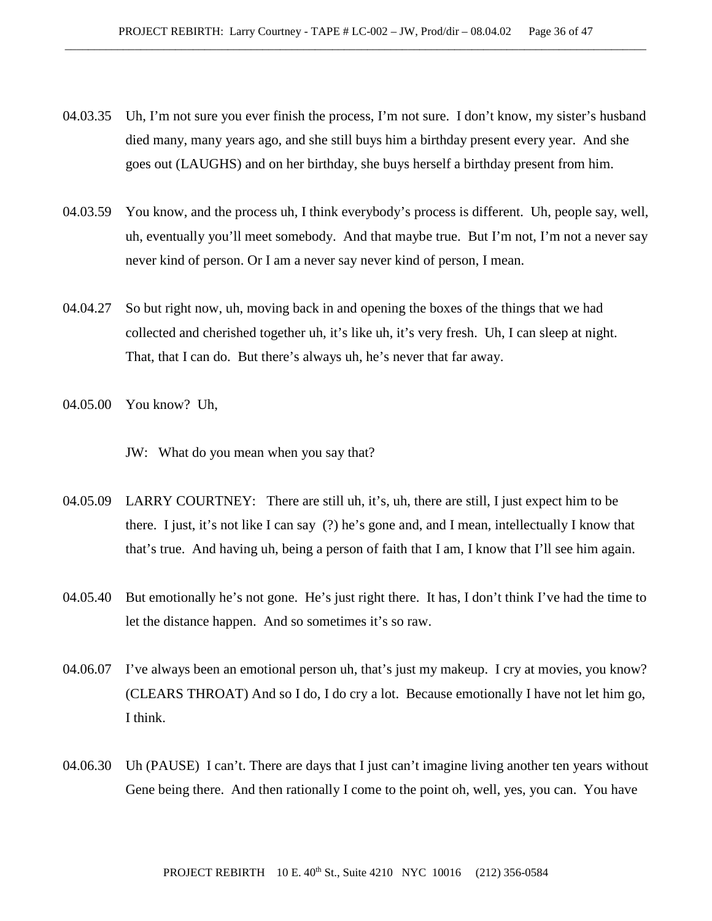04.03.35 Uh, I'm not sure you ever finish the process, I'm not sure. I don't know, my sister's husband died many, many years ago, and she still buys him a birthday present every year. And she goes out (LAUGHS) and on her birthday, she buys herself a birthday present from him.

04.03.59 You know, and the process uh, I think everybody's process is different. Uh, people say, well, uh, eventually you'll meet somebody. And that maybe true. But I'm not, I'm not a never say never kind of person. Or I am a never say never kind of person, I mean.

04.04.27 So but right now, uh, moving back in and opening the boxes of the things that we had collected and cherished together uh, it's like uh, it's very fresh. Uh, I can sleep at night. That, that I can do. But there's always uh, he's never that far away.

04.05.00 You know? Uh,

JW: What do you mean when you say that?

04.05.09 LARRY COURTNEY: There are still uh, it's, uh, there are still, I just expect him to be there. I just, it's not like I can say (?) he's gone and, and I mean, intellectually I know that that's true. And having uh, being a person of faith that I am, I know that I'll see him again.

04.05.40 But emotionally he's not gone. He's just right there. It has, I don't think I've had the time to let the distance happen. And so sometimes it's so raw.

04.06.07 I've always been an emotional person uh, that's just my makeup. I cry at movies, you know? (CLEARS THROAT) And so I do, I do cry a lot. Because emotionally I have not let him go, I think.

04.06.30 Uh (PAUSE) I can't. There are days that I just can't imagine living another ten years without Gene being there. And then rationally I come to the point oh, well, yes, you can. You have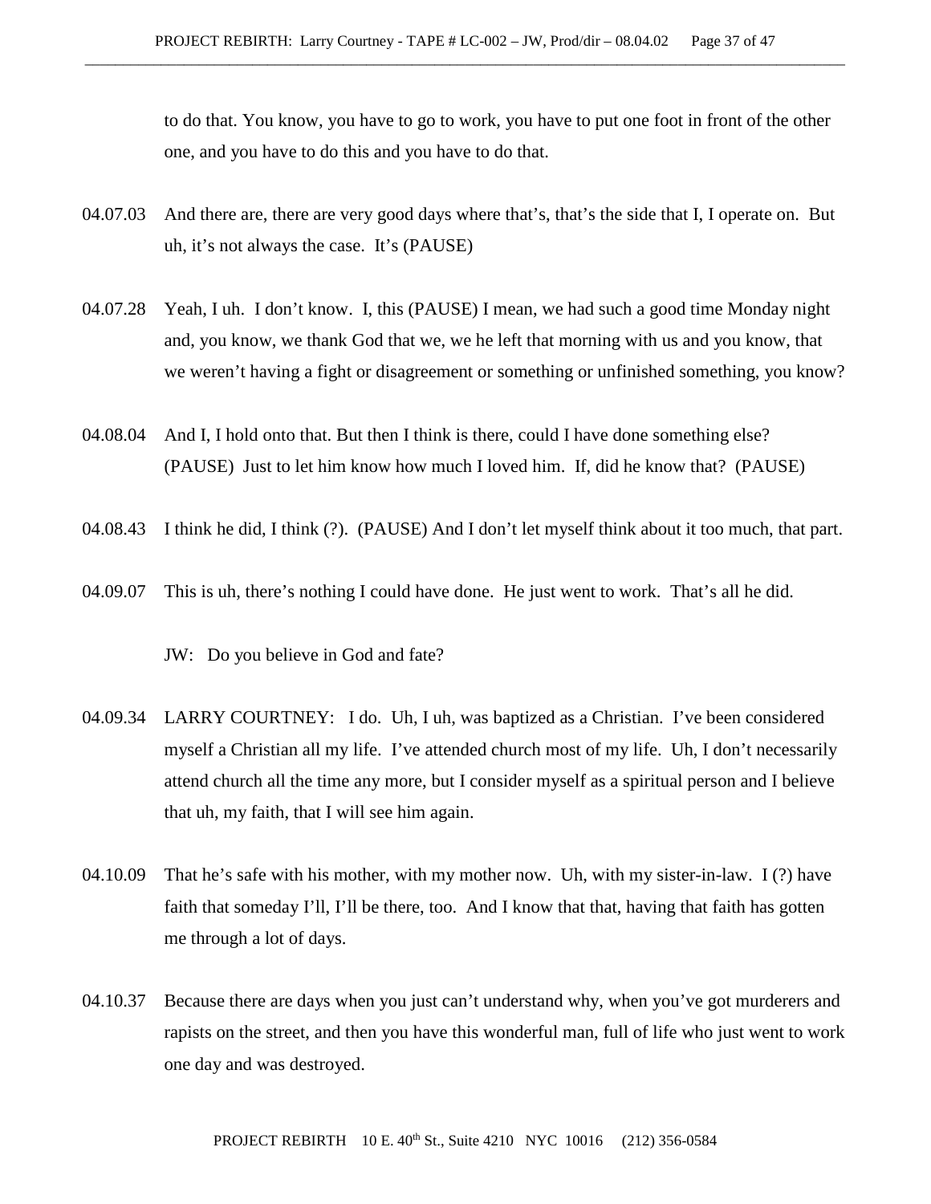to do that. You know, you have to go to work, you have to put one foot in front of the other one, and you have to do this and you have to do that.

04.07.03 And there are, there are very good days where that's, that's the side that I, I operate on. But uh, it's not always the case. It's (PAUSE)

04.07.28 Yeah, I uh. I don't know. I, this (PAUSE) I mean, we had such a good time Monday night and, you know, we thank God that we, we he left that morning with us and you know, that we weren't having a fight or disagreement or something or unfinished something, you know?

04.08.04 And I, I hold onto that. But then I think is there, could I have done something else? (PAUSE) Just to let him know how much I loved him. If, did he know that? (PAUSE)

04.08.43 I think he did, I think (?). (PAUSE) And I don't let myself think about it too much, that part.

04.09.07 This is uh, there's nothing I could have done. He just went to work. That's all he did.

JW: Do you believe in God and fate?

04.09.34 LARRY COURTNEY: I do. Uh, I uh, was baptized as a Christian. I've been considered myself a Christian all my life. I've attended church most of my life. Uh, I don't necessarily attend church all the time any more, but I consider myself as a spiritual person and I believe that uh, my faith, that I will see him again.

04.10.09 That he's safe with his mother, with my mother now. Uh, with my sister-in-law. I (?) have faith that someday I'll, I'll be there, too. And I know that that, having that faith has gotten me through a lot of days.

04.10.37 Because there are days when you just can't understand why, when you've got murderers and rapists on the street, and then you have this wonderful man, full of life who just went to work one day and was destroyed.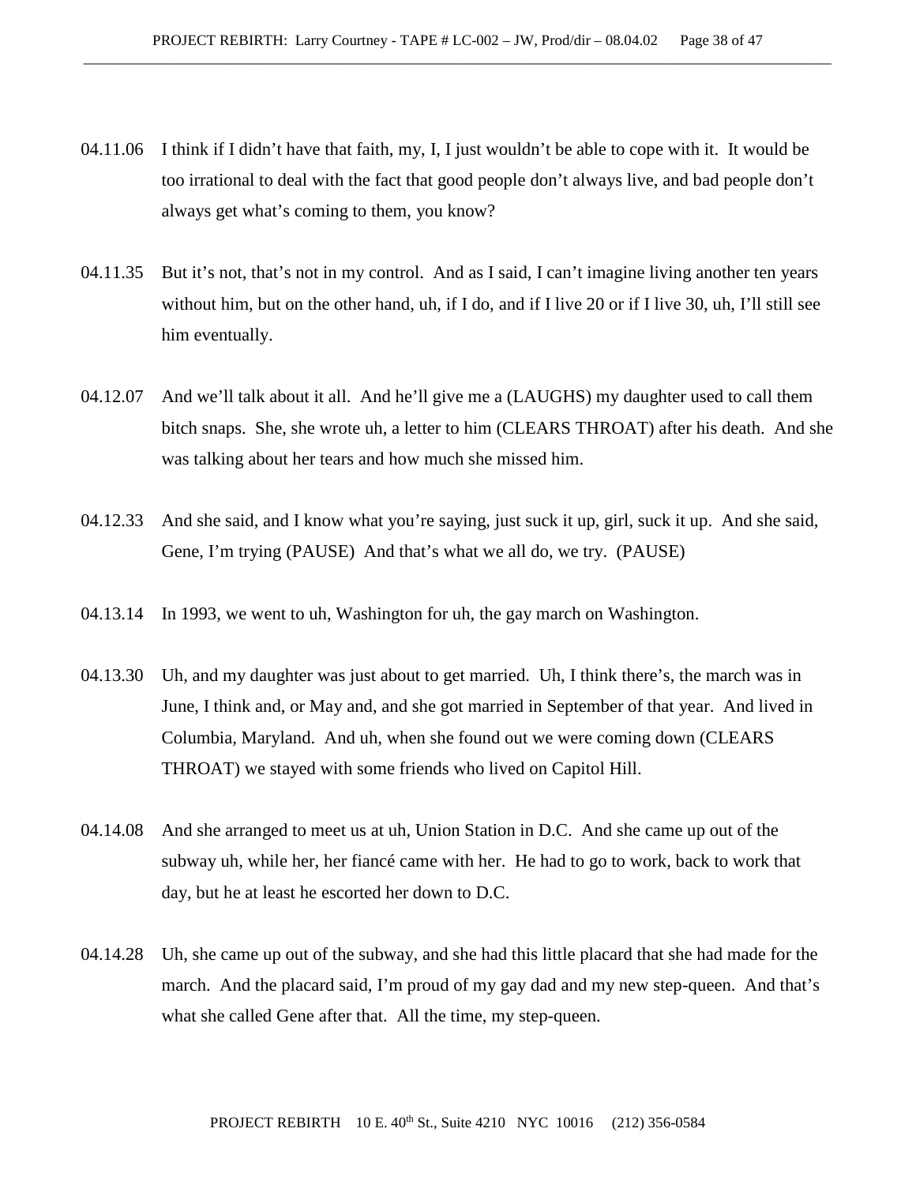04.11.06 I think if I didn't have that faith, my, I, I just wouldn't be able to cope with it. It would be too irrational to deal with the fact that good people don't always live, and bad people don't always get what's coming to them, you know?

04.11.35 But it's not, that's not in my control. And as I said, I can't imagine living another ten years without him, but on the other hand, uh, if I do, and if I live 20 or if I live 30, uh, I'll still see him eventually.

04.12.07 And we'll talk about it all. And he'll give me a (LAUGHS) my daughter used to call them bitch snaps. She, she wrote uh, a letter to him (CLEARS THROAT) after his death. And she was talking about her tears and how much she missed him.

04.12.33 And she said, and I know what you're saying, just suck it up, girl, suck it up. And she said, Gene, I'm trying (PAUSE) And that's what we all do, we try. (PAUSE)

04.13.14 In 1993, we went to uh, Washington for uh, the gay march on Washington.

04.13.30 Uh, and my daughter was just about to get married. Uh, I think there's, the march was in June, I think and, or May and, and she got married in September of that year. And lived in Columbia, Maryland. And uh, when she found out we were coming down (CLEARS THROAT) we stayed with some friends who lived on Capitol Hill.

04.14.08 And she arranged to meet us at uh, Union Station in D.C. And she came up out of the subway uh, while her, her fiancé came with her. He had to go to work, back to work that day, but he at least he escorted her down to D.C.

04.14.28 Uh, she came up out of the subway, and she had this little placard that she had made for the march. And the placard said, I'm proud of my gay dad and my new step-queen. And that's what she called Gene after that. All the time, my step-queen.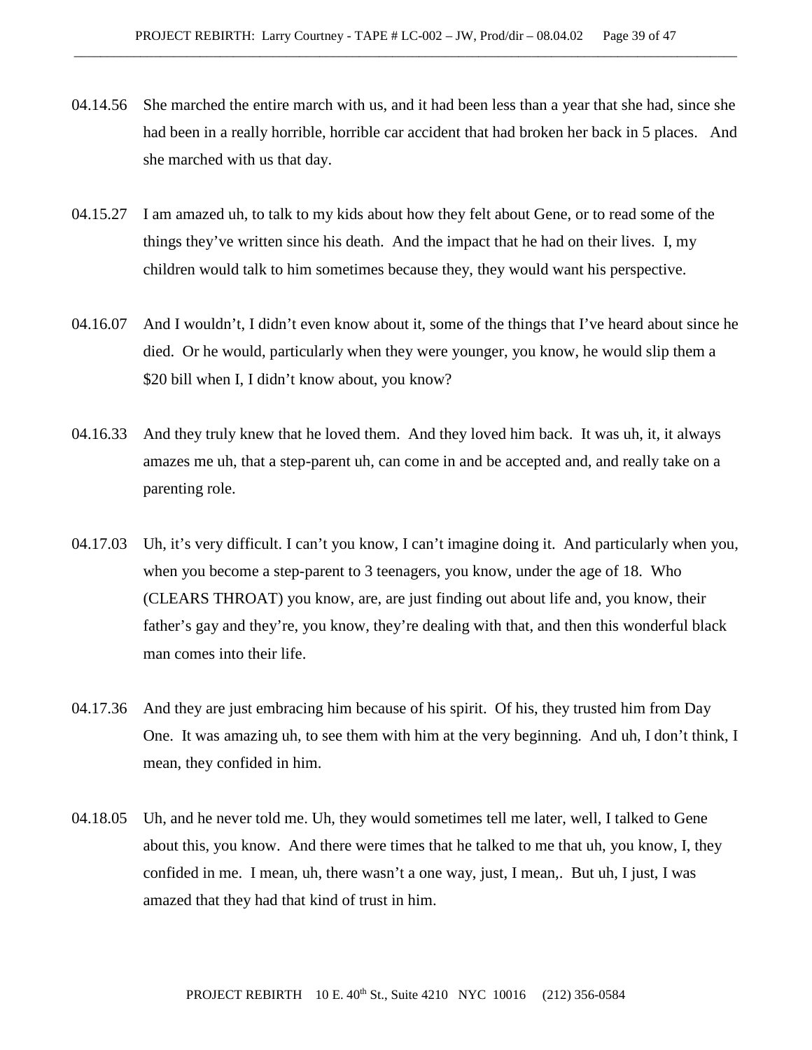04.14.56 She marched the entire march with us, and it had been less than a year that she had, since she had been in a really horrible, horrible car accident that had broken her back in 5 places. And she marched with us that day.

04.15.27 I am amazed uh, to talk to my kids about how they felt about Gene, or to read some of the things they've written since his death. And the impact that he had on their lives. I, my children would talk to him sometimes because they, they would want his perspective.

04.16.07 And I wouldn't, I didn't even know about it, some of the things that I've heard about since he died. Or he would, particularly when they were younger, you know, he would slip them a $20 bill when I, I didn't know about, you know?

04.16.33 And they truly knew that he loved them. And they loved him back. It was uh, it, it always amazes me uh, that a step-parent uh, can come in and be accepted and, and really take on a parenting role.

04.17.03 Uh, it's very difficult. I can't you know, I can't imagine doing it. And particularly when you, when you become a step-parent to 3 teenagers, you know, under the age of 18. Who (CLEARS THROAT) you know, are, are just finding out about life and, you know, their father's gay and they're, you know, they're dealing with that, and then this wonderful black man comes into their life.

04.17.36 And they are just embracing him because of his spirit. Of his, they trusted him from Day One. It was amazing uh, to see them with him at the very beginning. And uh, I don't think, I mean, they confided in him.

04.18.05 Uh, and he never told me. Uh, they would sometimes tell me later, well, I talked to Gene about this, you know. And there were times that he talked to me that uh, you know, I, they confided in me. I mean, uh, there wasn't a one way, just, I mean,. But uh, I just, I was amazed that they had that kind of trust in him.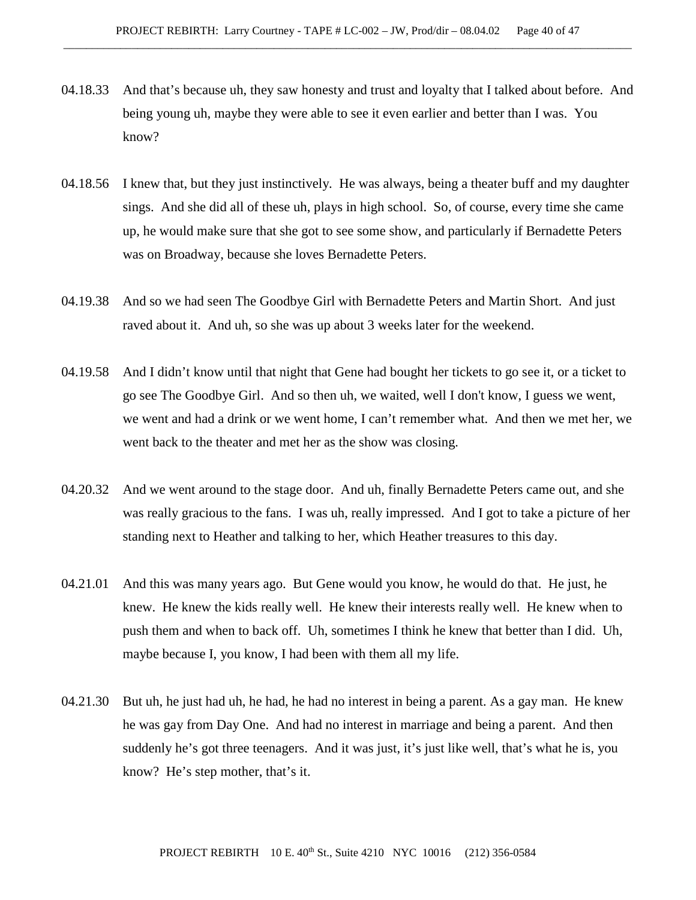04.18.33 And that's because uh, they saw honesty and trust and loyalty that I talked about before. And being young uh, maybe they were able to see it even earlier and better than I was. You know?

04.18.56 I knew that, but they just instinctively. He was always, being a theater buff and my daughter sings. And she did all of these uh, plays in high school. So, of course, every time she came up, he would make sure that she got to see some show, and particularly if Bernadette Peters was on Broadway, because she loves Bernadette Peters.

04.19.38 And so we had seen The Goodbye Girl with Bernadette Peters and Martin Short. And just raved about it. And uh, so she was up about 3 weeks later for the weekend.

04.19.58 And I didn't know until that night that Gene had bought her tickets to go see it, or a ticket to go see The Goodbye Girl. And so then uh, we waited, well I don't know, I guess we went, we went and had a drink or we went home, I can't remember what. And then we met her, we went back to the theater and met her as the show was closing.

04.20.32 And we went around to the stage door. And uh, finally Bernadette Peters came out, and she was really gracious to the fans. I was uh, really impressed. And I got to take a picture of her standing next to Heather and talking to her, which Heather treasures to this day.

04.21.01 And this was many years ago. But Gene would you know, he would do that. He just, he knew. He knew the kids really well. He knew their interests really well. He knew when to push them and when to back off. Uh, sometimes I think he knew that better than I did. Uh, maybe because I, you know, I had been with them all my life.

04.21.30 But uh, he just had uh, he had, he had no interest in being a parent. As a gay man. He knew he was gay from Day One. And had no interest in marriage and being a parent. And then suddenly he's got three teenagers. And it was just, it's just like well, that's what he is, you know? He's step mother, that's it.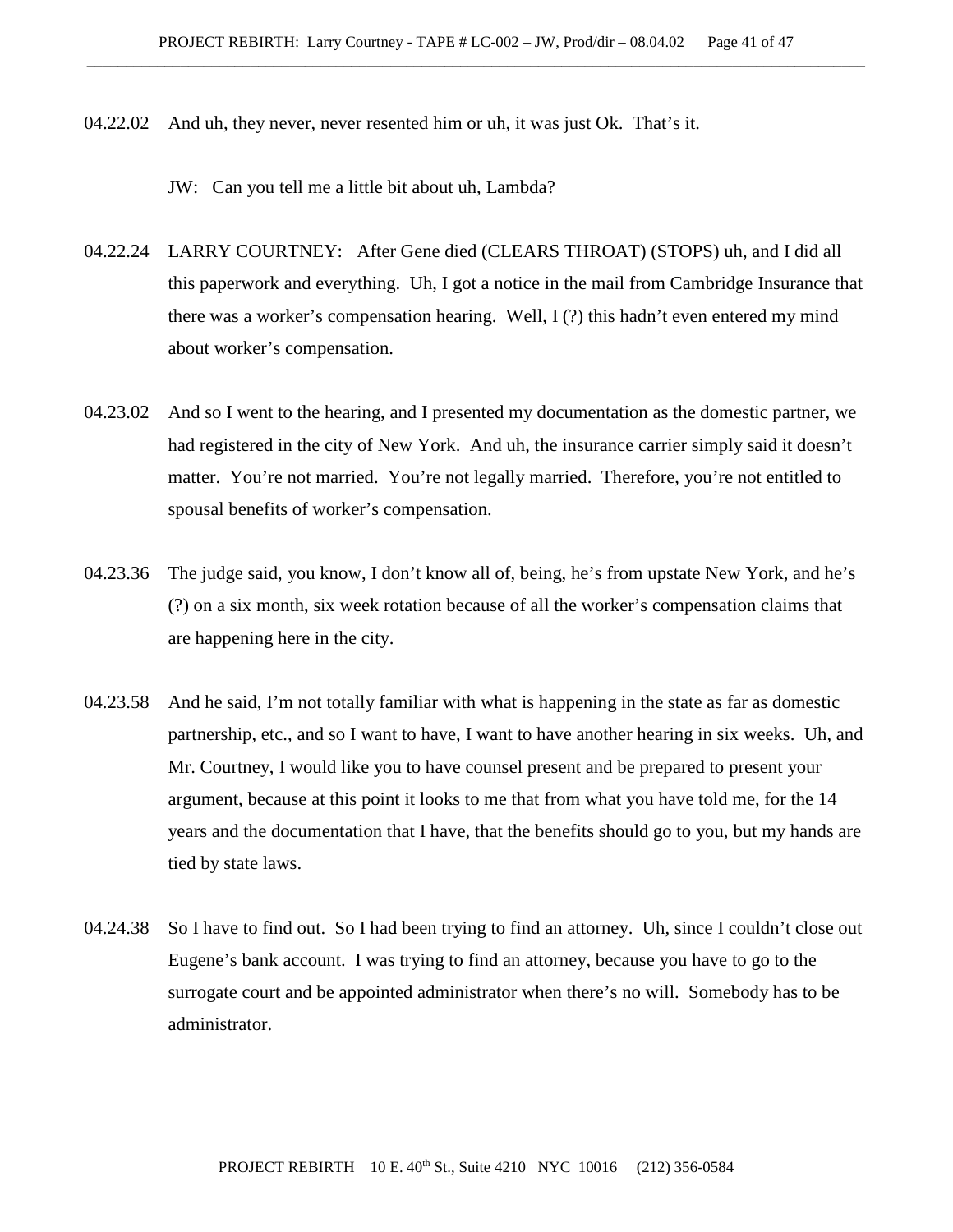04.22.02 And uh, they never, never resented him or uh, it was just Ok. That's it.

JW: Can you tell me a little bit about uh, Lambda?

04.22.24 LARRY COURTNEY: After Gene died (CLEARS THROAT) (STOPS) uh, and I did all this paperwork and everything. Uh, I got a notice in the mail from Cambridge Insurance that there was a worker's compensation hearing. Well, I (?) this hadn't even entered my mind about worker's compensation.

04.23.02 And so I went to the hearing, and I presented my documentation as the domestic partner, we had registered in the city of New York. And uh, the insurance carrier simply said it doesn't matter. You're not married. You're not legally married. Therefore, you're not entitled to spousal benefits of worker's compensation.

04.23.36 The judge said, you know, I don't know all of, being, he's from upstate New York, and he's (?) on a six month, six week rotation because of all the worker's compensation claims that are happening here in the city.

04.23.58 And he said, I'm not totally familiar with what is happening in the state as far as domestic partnership, etc., and so I want to have, I want to have another hearing in six weeks. Uh, and Mr. Courtney, I would like you to have counsel present and be prepared to present your argument, because at this point it looks to me that from what you have told me, for the 14 years and the documentation that I have, that the benefits should go to you, but my hands are tied by state laws.

04.24.38 So I have to find out. So I had been trying to find an attorney. Uh, since I couldn't close out Eugene's bank account. I was trying to find an attorney, because you have to go to the surrogate court and be appointed administrator when there's no will. Somebody has to be administrator.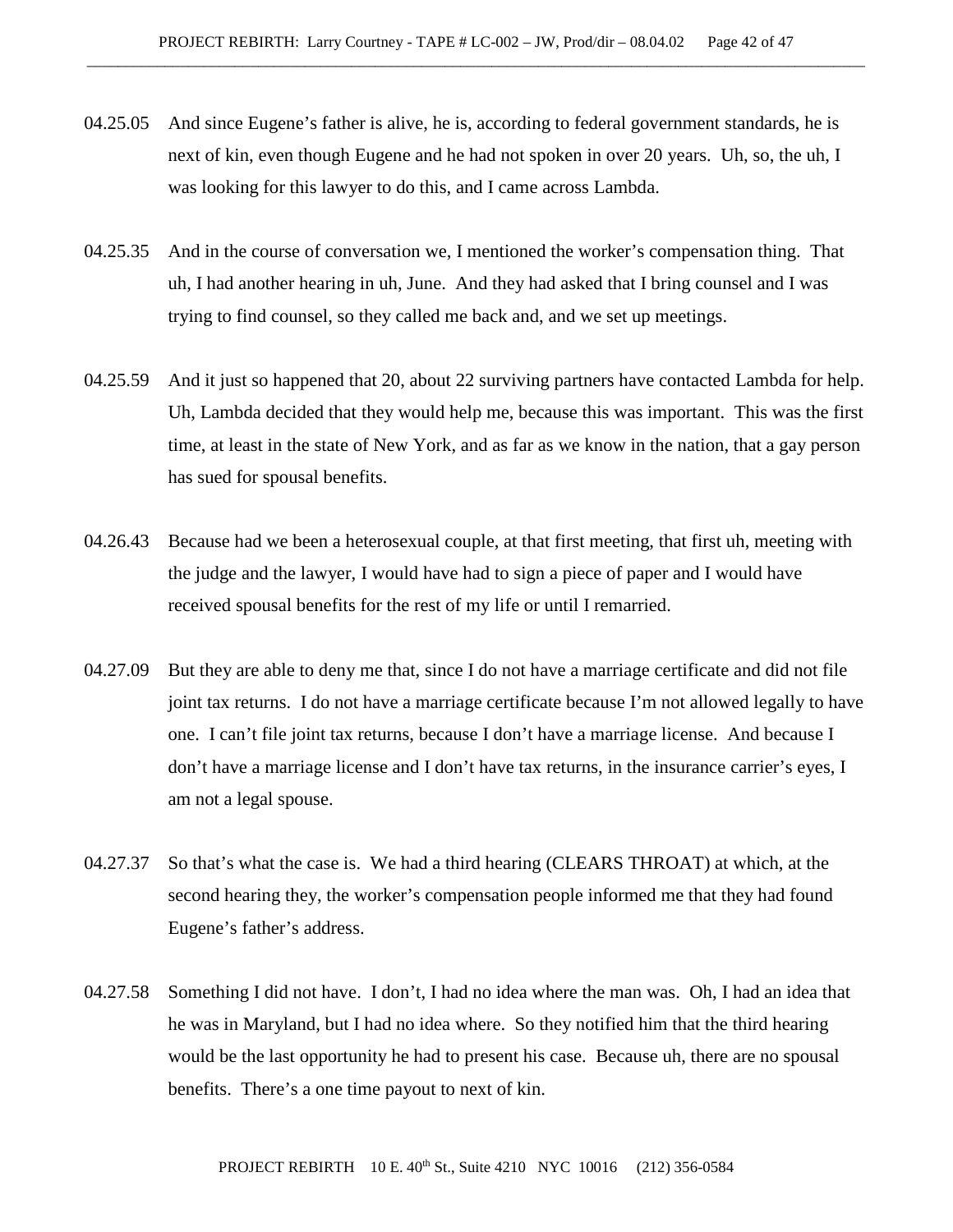04.25.05 And since Eugene's father is alive, he is, according to federal government standards, he is next of kin, even though Eugene and he had not spoken in over 20 years. Uh, so, the uh, I was looking for this lawyer to do this, and I came across Lambda.

04.25.35 And in the course of conversation we, I mentioned the worker's compensation thing. That uh, I had another hearing in uh, June. And they had asked that I bring counsel and I was trying to find counsel, so they called me back and, and we set up meetings.

04.25.59 And it just so happened that 20, about 22 surviving partners have contacted Lambda for help. Uh, Lambda decided that they would help me, because this was important. This was the first time, at least in the state of New York, and as far as we know in the nation, that a gay person has sued for spousal benefits.

04.26.43 Because had we been a heterosexual couple, at that first meeting, that first uh, meeting with the judge and the lawyer, I would have had to sign a piece of paper and I would have received spousal benefits for the rest of my life or until I remarried.

04.27.09 But they are able to deny me that, since I do not have a marriage certificate and did not file joint tax returns. I do not have a marriage certificate because I'm not allowed legally to have one. I can't file joint tax returns, because I don't have a marriage license. And because I don't have a marriage license and I don't have tax returns, in the insurance carrier's eyes, I am not a legal spouse.

04.27.37 So that's what the case is. We had a third hearing (CLEARS THROAT) at which, at the second hearing they, the worker's compensation people informed me that they had found Eugene's father's address.

04.27.58 Something I did not have. I don't, I had no idea where the man was. Oh, I had an idea that he was in Maryland, but I had no idea where. So they notified him that the third hearing would be the last opportunity he had to present his case. Because uh, there are no spousal benefits. There's a one time payout to next of kin.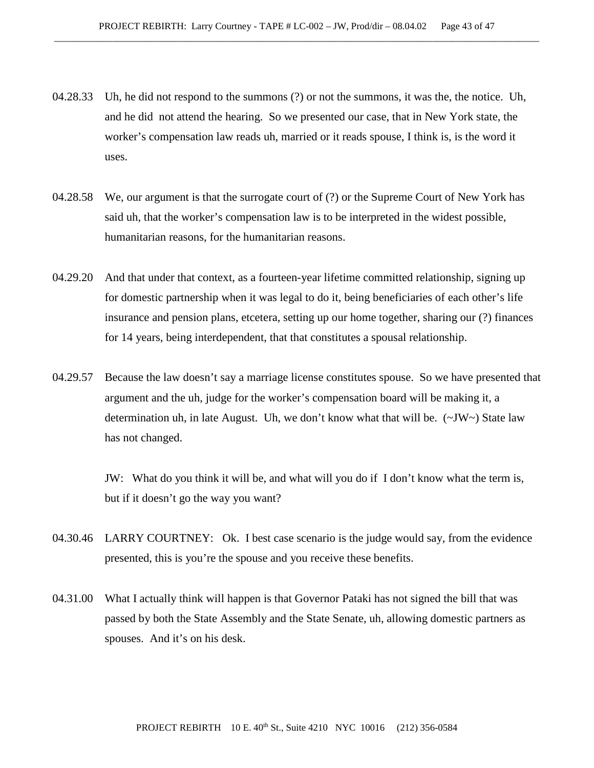04.28.33 Uh, he did not respond to the summons (?) or not the summons, it was the, the notice. Uh, and he did not attend the hearing. So we presented our case, that in New York state, the worker's compensation law reads uh, married or it reads spouse, I think is, is the word it uses.

04.28.58 We, our argument is that the surrogate court of (?) or the Supreme Court of New York has said uh, that the worker's compensation law is to be interpreted in the widest possible, humanitarian reasons, for the humanitarian reasons.

04.29.20 And that under that context, as a fourteen-year lifetime committed relationship, signing up for domestic partnership when it was legal to do it, being beneficiaries of each other's life insurance and pension plans, etcetera, setting up our home together, sharing our (?) finances for 14 years, being interdependent, that that constitutes a spousal relationship.

04.29.57 Because the law doesn't say a marriage license constitutes spouse. So we have presented that argument and the uh, judge for the worker's compensation board will be making it, a determination uh, in late August. Uh, we don't know what that will be. (~JW~) State law has not changed.

JW: What do you think it will be, and what will you do if I don't know what the term is, but if it doesn't go the way you want?

04.30.46 LARRY COURTNEY: Ok. I best case scenario is the judge would say, from the evidence presented, this is you're the spouse and you receive these benefits.

04.31.00 What I actually think will happen is that Governor Pataki has not signed the bill that was passed by both the State Assembly and the State Senate, uh, allowing domestic partners as spouses. And it's on his desk.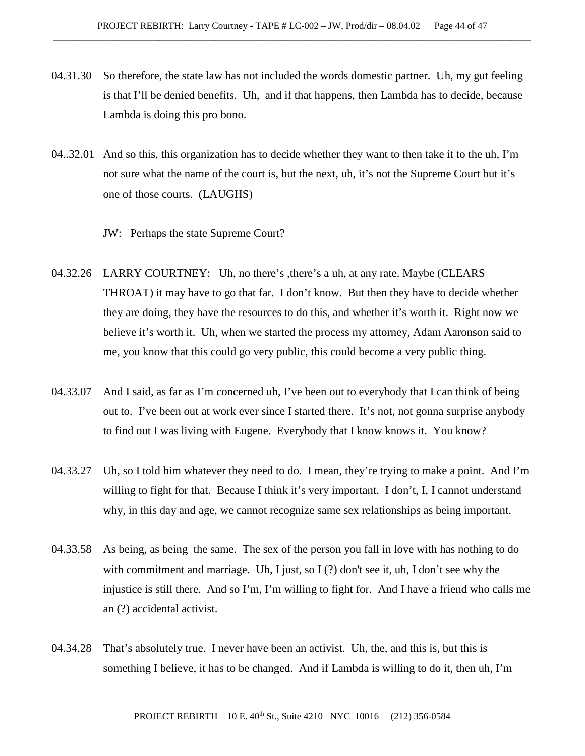04.31.30 So therefore, the state law has not included the words domestic partner. Uh, my gut feeling is that I'll be denied benefits. Uh, and if that happens, then Lambda has to decide, because Lambda is doing this pro bono.

04..32.01 And so this, this organization has to decide whether they want to then take it to the uh, I'm not sure what the name of the court is, but the next, uh, it's not the Supreme Court but it's one of those courts. (LAUGHS)

JW: Perhaps the state Supreme Court?

04.32.26 LARRY COURTNEY: Uh, no there's ,there's a uh, at any rate. Maybe (CLEARS THROAT) it may have to go that far. I don't know. But then they have to decide whether they are doing, they have the resources to do this, and whether it's worth it. Right now we believe it's worth it. Uh, when we started the process my attorney, Adam Aaronson said to me, you know that this could go very public, this could become a very public thing.

04.33.07 And I said, as far as I'm concerned uh, I've been out to everybody that I can think of being out to. I've been out at work ever since I started there. It's not, not gonna surprise anybody to find out I was living with Eugene. Everybody that I know knows it. You know?

04.33.27 Uh, so I told him whatever they need to do. I mean, they're trying to make a point. And I'm willing to fight for that. Because I think it's very important. I don't, I, I cannot understand why, in this day and age, we cannot recognize same sex relationships as being important.

04.33.58 As being, as being the same. The sex of the person you fall in love with has nothing to do with commitment and marriage. Uh, I just, so I (?) don't see it, uh, I don't see why the injustice is still there. And so I'm, I'm willing to fight for. And I have a friend who calls me an (?) accidental activist.

04.34.28 That's absolutely true. I never have been an activist. Uh, the, and this is, but this is something I believe, it has to be changed. And if Lambda is willing to do it, then uh, I'm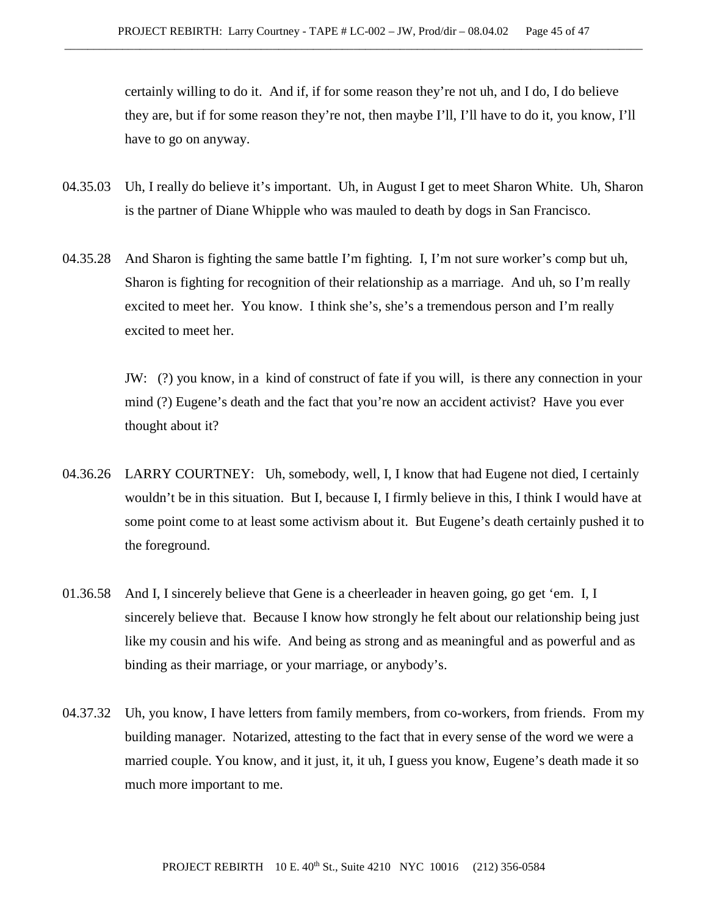certainly willing to do it. And if, if for some reason they're not uh, and I do, I do believe they are, but if for some reason they're not, then maybe I'll, I'll have to do it, you know, I'll have to go on anyway.

04.35.03 Uh, I really do believe it's important. Uh, in August I get to meet Sharon White. Uh, Sharon is the partner of Diane Whipple who was mauled to death by dogs in San Francisco.

04.35.28 And Sharon is fighting the same battle I'm fighting. I, I'm not sure worker's comp but uh, Sharon is fighting for recognition of their relationship as a marriage. And uh, so I'm really excited to meet her. You know. I think she's, she's a tremendous person and I'm really excited to meet her.

JW: (?) you know, in a kind of construct of fate if you will, is there any connection in your mind (?) Eugene's death and the fact that you're now an accident activist? Have you ever thought about it?

04.36.26 LARRY COURTNEY: Uh, somebody, well, I, I know that had Eugene not died, I certainly wouldn't be in this situation. But I, because I, I firmly believe in this, I think I would have at some point come to at least some activism about it. But Eugene's death certainly pushed it to the foreground.

01.36.58 And I, I sincerely believe that Gene is a cheerleader in heaven going, go get 'em. I, I sincerely believe that. Because I know how strongly he felt about our relationship being just like my cousin and his wife. And being as strong and as meaningful and as powerful and as binding as their marriage, or your marriage, or anybody's.

04.37.32 Uh, you know, I have letters from family members, from co-workers, from friends. From my building manager. Notarized, attesting to the fact that in every sense of the word we were a married couple. You know, and it just, it, it uh, I guess you know, Eugene's death made it so much more important to me.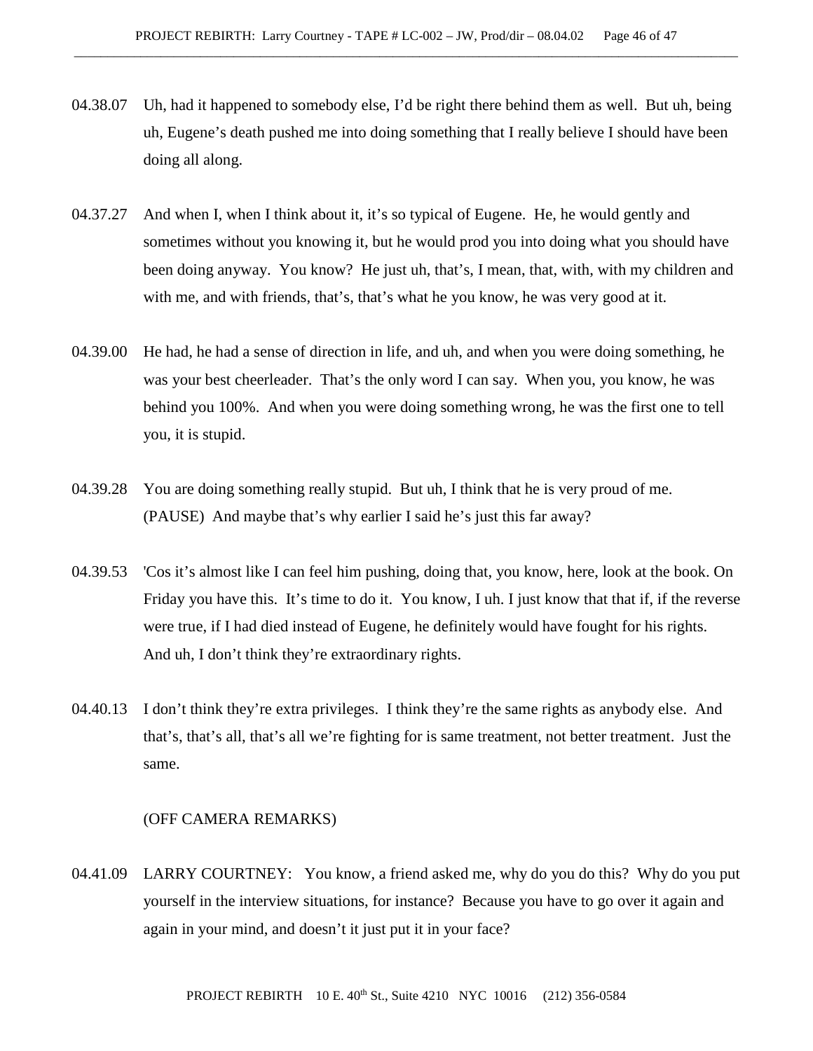04.38.07 Uh, had it happened to somebody else, I'd be right there behind them as well. But uh, being uh, Eugene's death pushed me into doing something that I really believe I should have been doing all along.

04.37.27 And when I, when I think about it, it's so typical of Eugene. He, he would gently and sometimes without you knowing it, but he would prod you into doing what you should have been doing anyway. You know? He just uh, that's, I mean, that, with, with my children and with me, and with friends, that's, that's what he you know, he was very good at it.

04.39.00 He had, he had a sense of direction in life, and uh, and when you were doing something, he was your best cheerleader. That's the only word I can say. When you, you know, he was behind you 100%. And when you were doing something wrong, he was the first one to tell you, it is stupid.

04.39.28 You are doing something really stupid. But uh, I think that he is very proud of me. (PAUSE) And maybe that's why earlier I said he's just this far away?

04.39.53 'Cos it's almost like I can feel him pushing, doing that, you know, here, look at the book. On Friday you have this. It's time to do it. You know, I uh. I just know that that if, if the reverse were true, if I had died instead of Eugene, he definitely would have fought for his rights. And uh, I don't think they're extraordinary rights.

04.40.13 I don't think they're extra privileges. I think they're the same rights as anybody else. And that's, that's all, that's all we're fighting for is same treatment, not better treatment. Just the same.

(OFF CAMERA REMARKS)

04.41.09 LARRY COURTNEY: You know, a friend asked me, why do you do this? Why do you put yourself in the interview situations, for instance? Because you have to go over it again and again in your mind, and doesn't it just put it in your face?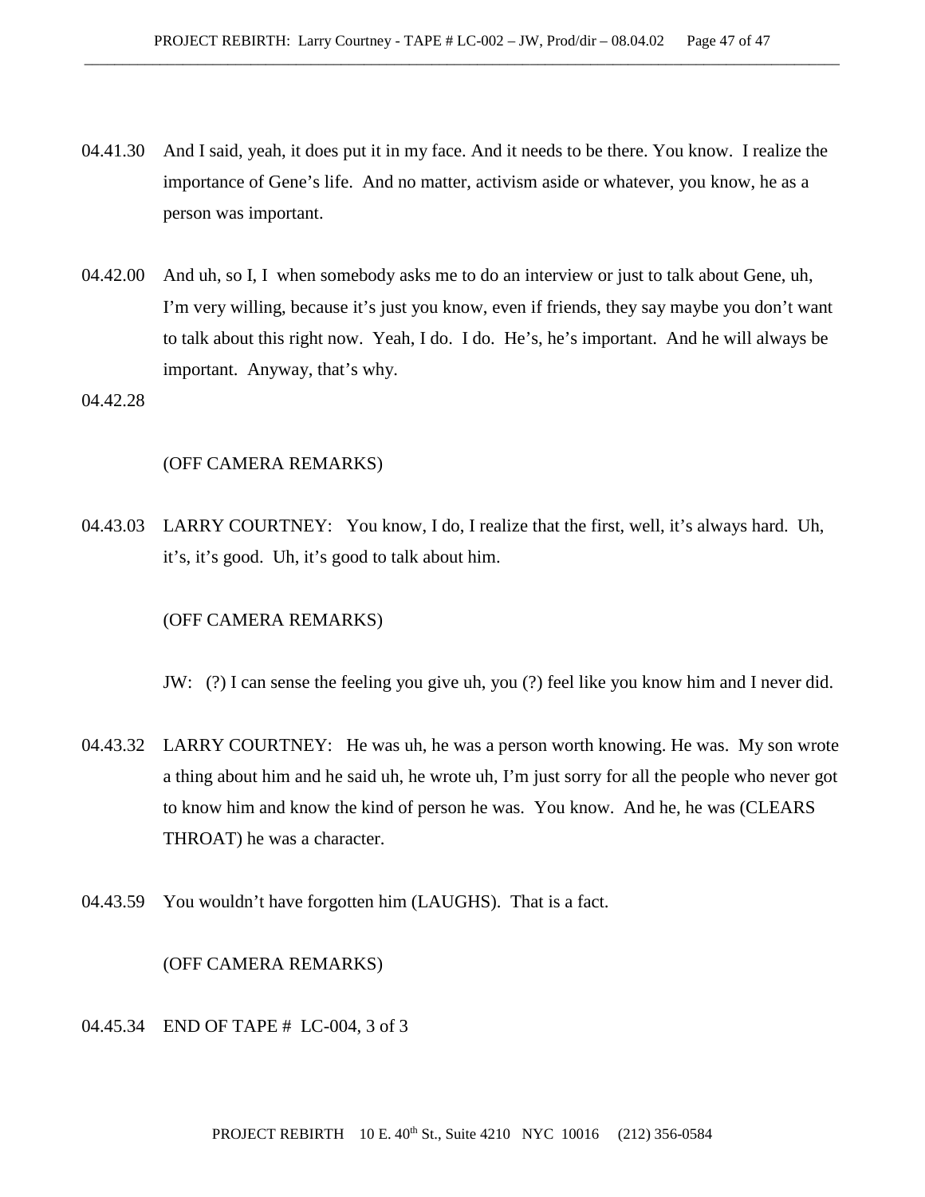04.41.30 And I said, yeah, it does put it in my face. And it needs to be there. You know. I realize the importance of Gene's life. And no matter, activism aside or whatever, you know, he as a person was important.

04.42.00 And uh, so I, I when somebody asks me to do an interview or just to talk about Gene, uh, I'm very willing, because it's just you know, even if friends, they say maybe you don't want to talk about this right now. Yeah, I do. I do. He's, he's important. And he will always be important. Anyway, that's why.

04.42.28

(OFF CAMERA REMARKS)

04.43.03 LARRY COURTNEY: You know, I do, I realize that the first, well, it's always hard. Uh, it's, it's good. Uh, it's good to talk about him.

(OFF CAMERA REMARKS)

JW: (?) I can sense the feeling you give uh, you (?) feel like you know him and I never did.

04.43.32 LARRY COURTNEY: He was uh, he was a person worth knowing. He was. My son wrote a thing about him and he said uh, he wrote uh, I'm just sorry for all the people who never got to know him and know the kind of person he was. You know. And he, he was (CLEARS THROAT) he was a character.

04.43.59 You wouldn't have forgotten him (LAUGHS). That is a fact.

(OFF CAMERA REMARKS)

04.45.34 END OF TAPE # LC-004, 3 of 3